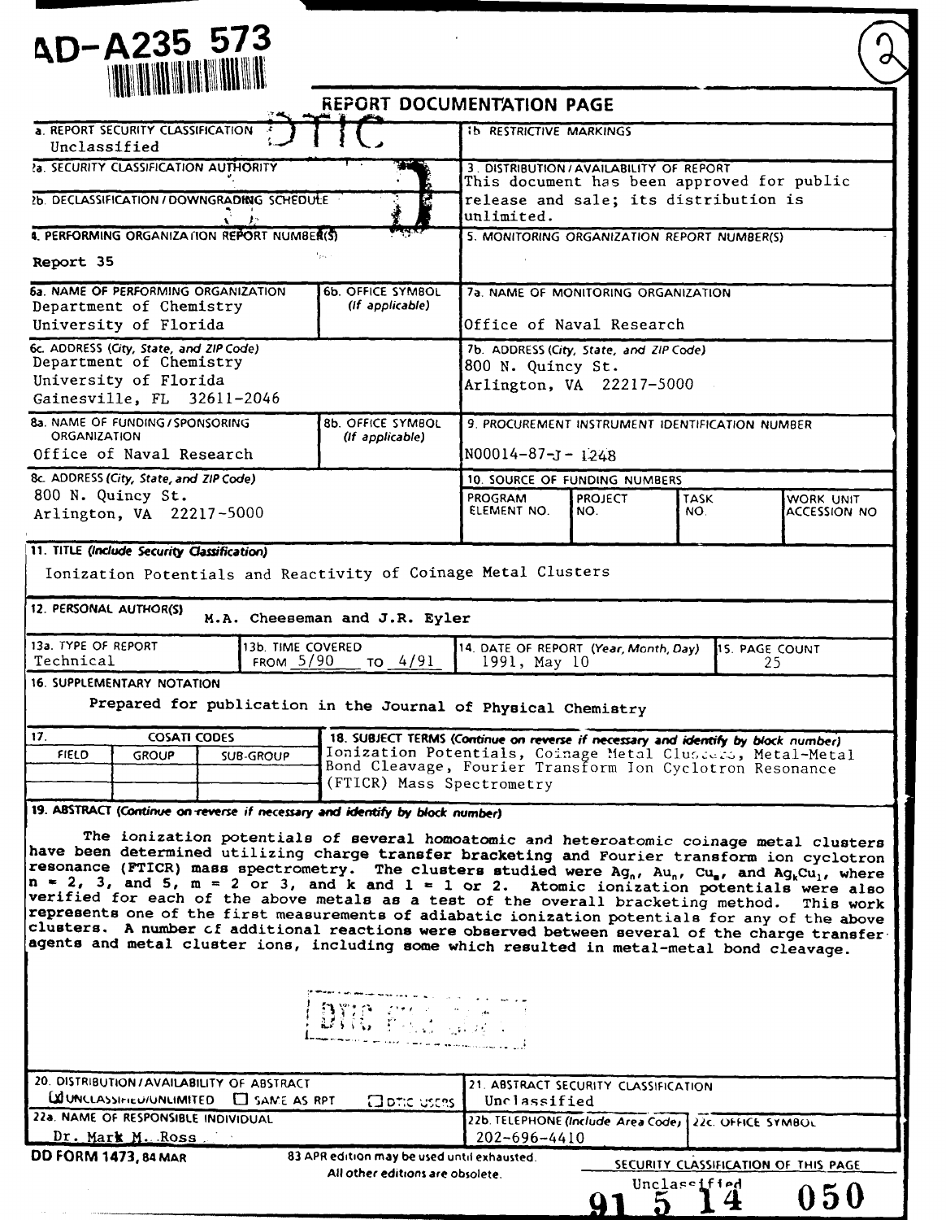AD-A235 573

# REPORT DOCUMENTATION PAGE

| | |
|---|---|
| 1a. REPORT SECURITY CLASSIFICATION<br>Unclassified | 1b. RESTRICTIVE MARKINGS |
| 2a. SECURITY CLASSIFICATION AUTHORITY | 3. DISTRIBUTION/AVAILABILITY OF REPORT<br>This document has been approved for public release and sale; its distribution is unlimited. |
| 2b. DECLASSIFICATION/DOWNGRADING SCHEDULE | |
| 4. PERFORMING ORGANIZATION REPORT NUMBER(S)<br>Report 35 | 5. MONITORING ORGANIZATION REPORT NUMBER(S) |
| 6a. NAME OF PERFORMING ORGANIZATION<br>Department of Chemistry<br>University of Florida<br>6b. OFFICE SYMBOL (If applicable) | 7a. NAME OF MONITORING ORGANIZATION<br>Office of Naval Research |
| 6c. ADDRESS (City, State, and ZIP Code)<br>Department of Chemistry<br>University of Florida<br>Gainesville, FL 32611-2046 | 7b. ADDRESS (City, State, and ZIP Code)<br>800 N. Quincy St.<br>Arlington, VA 22217-5000 |
| 8a. NAME OF FUNDING/SPONSORING ORGANIZATION<br>Office of Naval Research<br>8b. OFFICE SYMBOL (If applicable) | 9. PROCUREMENT INSTRUMENT IDENTIFICATION NUMBER<br>N00014-87-J-1248 |
| 8c. ADDRESS (City, State, and ZIP Code)<br>800 N. Quincy St.<br>Arlington, VA 22217-5000 | 10. SOURCE OF FUNDING NUMBERS<br>PROGRAM ELEMENT NO. / PROJECT NO. / TASK NO. / WORK UNIT ACCESSION NO |

11. TITLE (Include Security Classification)

Ionization Potentials and Reactivity of Coinage Metal Clusters

12. PERSONAL AUTHOR(S)
M.A. Cheeseman and J.R. Eyler

| 13a. TYPE OF REPORT | 13b. TIME COVERED | 14. DATE OF REPORT (Year, Month, Day) | 15. PAGE COUNT |
|---|---|---|---|
| Technical | FROM 5/90 TO 4/91 | 1991, May 10 | 25 |

16. SUPPLEMENTARY NOTATION
Prepared for publication in the Journal of Physical Chemistry

| 17. COSATI CODES | | | 18. SUBJECT TERMS (Continue on reverse if necessary and identify by block number) |
|---|---|---|---|
| FIELD | GROUP | SUB-GROUP | Ionization Potentials, Coinage Metal Clusters, Metal-Metal Bond Cleavage, Fourier Transform Ion Cyclotron Resonance (FTICR) Mass Spectrometry |

19. ABSTRACT (Continue on reverse if necessary and identify by block number)

The ionization potentials of several homoatomic and heteroatomic coinage metal clusters have been determined utilizing charge transfer bracketing and Fourier transform ion cyclotron resonance (FTICR) mass spectrometry. The clusters studied were $Ag_n$, $Au_n$, $Cu_m$, and $Ag_kCu_l$, where n = 2, 3, and 5, m = 2 or 3, and k and l = 1 or 2. Atomic ionization potentials were also verified for each of the above metals as a test of the overall bracketing method. This work represents one of the first measurements of adiabatic ionization potentials for any of the above clusters. A number of additional reactions were observed between several of the charge transfer agents and metal cluster ions, including some which resulted in metal-metal bond cleavage.

| | |
|---|---|
| 20. DISTRIBUTION/AVAILABILITY OF ABSTRACT<br>[X] UNCLASSIFIED/UNLIMITED [ ] SAME AS RPT [ ] DTIC USERS | 21. ABSTRACT SECURITY CLASSIFICATION<br>Unclassified |
| 22a. NAME OF RESPONSIBLE INDIVIDUAL<br>Dr. Mark M. Ross | 22b. TELEPHONE (Include Area Code) 202-696-4410 / 22c. OFFICE SYMBOL |

DD FORM 1473, 84 MAR — 83 APR edition may be used until exhausted. All other editions are obsolete.

SECURITY CLASSIFICATION OF THIS PAGE
Unclassified

91 5 14 050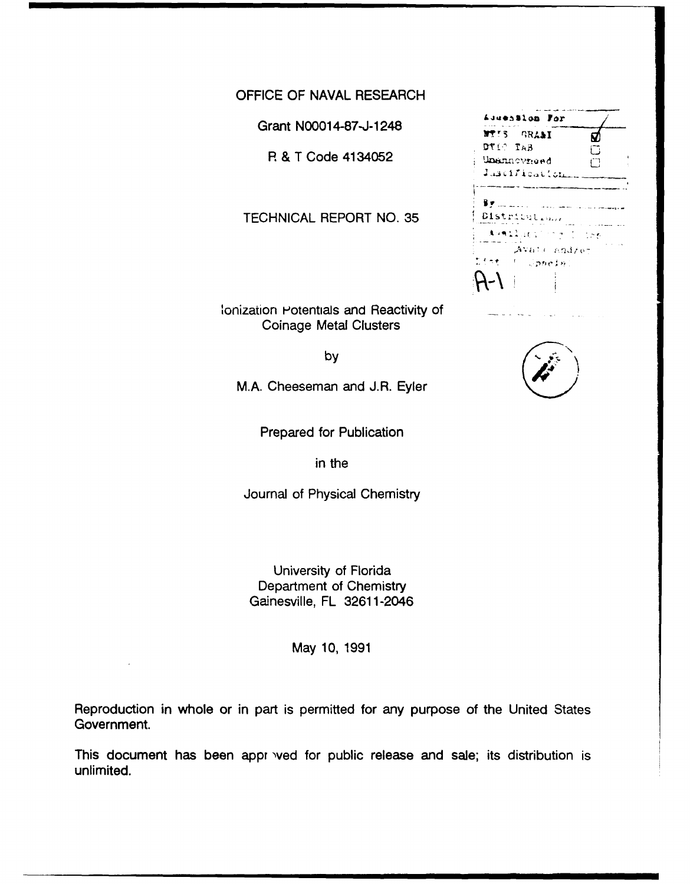OFFICE OF NAVAL RESEARCH

Grant N00014-87-J-1248

R & T Code 4134052

TECHNICAL REPORT NO. 35

Ionization Potentials and Reactivity of Coinage Metal Clusters

by

M.A. Cheeseman and J.R. Eyler

Prepared for Publication

in the

Journal of Physical Chemistry

University of Florida
Department of Chemistry
Gainesville, FL 32611-2046

May 10, 1991

Reproduction in whole or in part is permitted for any purpose of the United States Government.

This document has been approved for public release and sale; its distribution is unlimited.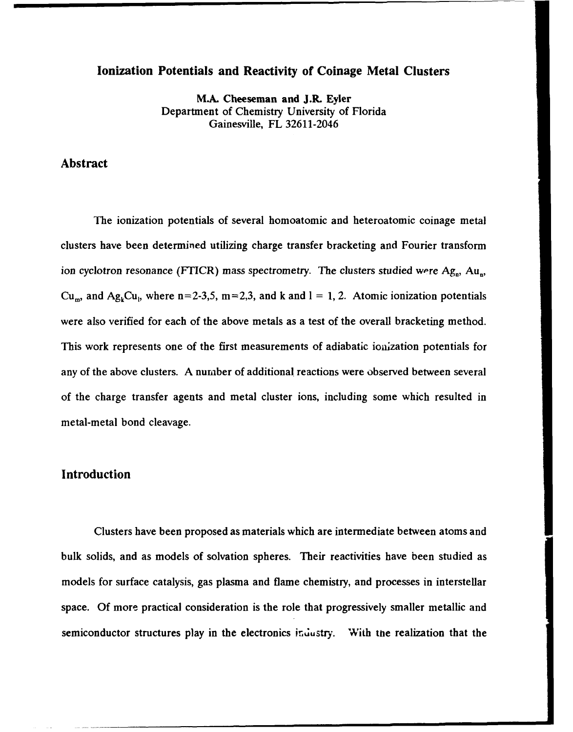# Ionization Potentials and Reactivity of Coinage Metal Clusters

**M.A. Cheeseman and J.R. Eyler**
Department of Chemistry University of Florida
Gainesville, FL 32611-2046

## Abstract

The ionization potentials of several homoatomic and heteroatomic coinage metal clusters have been determined utilizing charge transfer bracketing and Fourier transform ion cyclotron resonance (FTICR) mass spectrometry. The clusters studied were $Ag_n$, $Au_n$, $Cu_m$, and $Ag_kCu_l$, where n=2-3,5, m=2,3, and k and l = 1, 2. Atomic ionization potentials were also verified for each of the above metals as a test of the overall bracketing method. This work represents one of the first measurements of adiabatic ionization potentials for any of the above clusters. A number of additional reactions were observed between several of the charge transfer agents and metal cluster ions, including some which resulted in metal-metal bond cleavage.

## Introduction

Clusters have been proposed as materials which are intermediate between atoms and bulk solids, and as models of solvation spheres. Their reactivities have been studied as models for surface catalysis, gas plasma and flame chemistry, and processes in interstellar space. Of more practical consideration is the role that progressively smaller metallic and semiconductor structures play in the electronics industry. With the realization that the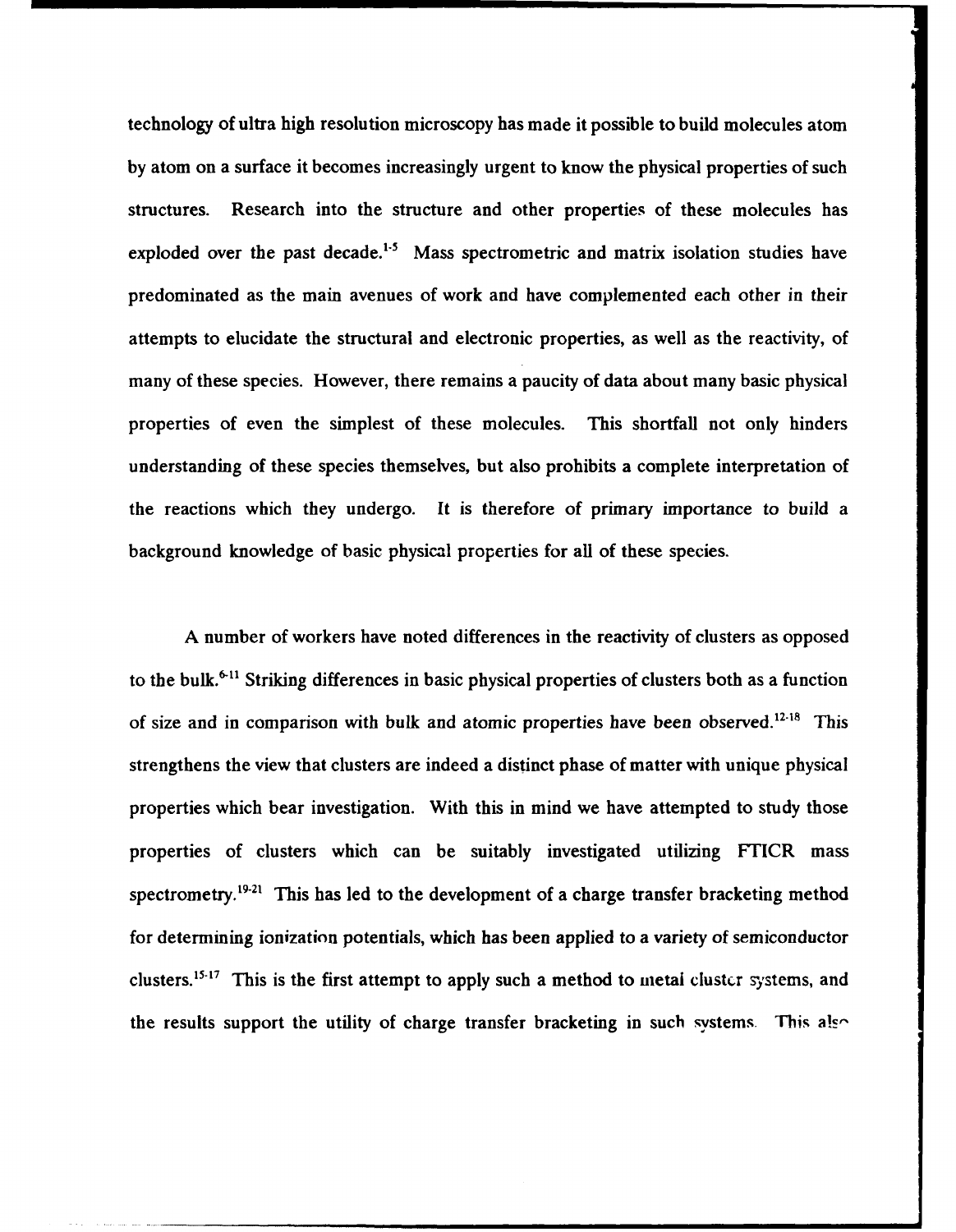technology of ultra high resolution microscopy has made it possible to build molecules atom by atom on a surface it becomes increasingly urgent to know the physical properties of such structures. Research into the structure and other properties of these molecules has exploded over the past decade.[1-5] Mass spectrometric and matrix isolation studies have predominated as the main avenues of work and have complemented each other in their attempts to elucidate the structural and electronic properties, as well as the reactivity, of many of these species. However, there remains a paucity of data about many basic physical properties of even the simplest of these molecules. This shortfall not only hinders understanding of these species themselves, but also prohibits a complete interpretation of the reactions which they undergo. It is therefore of primary importance to build a background knowledge of basic physical properties for all of these species.

A number of workers have noted differences in the reactivity of clusters as opposed to the bulk.[6-11] Striking differences in basic physical properties of clusters both as a function of size and in comparison with bulk and atomic properties have been observed.[12-18] This strengthens the view that clusters are indeed a distinct phase of matter with unique physical properties which bear investigation. With this in mind we have attempted to study those properties of clusters which can be suitably investigated utilizing FTICR mass spectrometry.[19-21] This has led to the development of a charge transfer bracketing method for determining ionization potentials, which has been applied to a variety of semiconductor clusters.[15-17] This is the first attempt to apply such a method to metal cluster systems, and the results support the utility of charge transfer bracketing in such systems. This also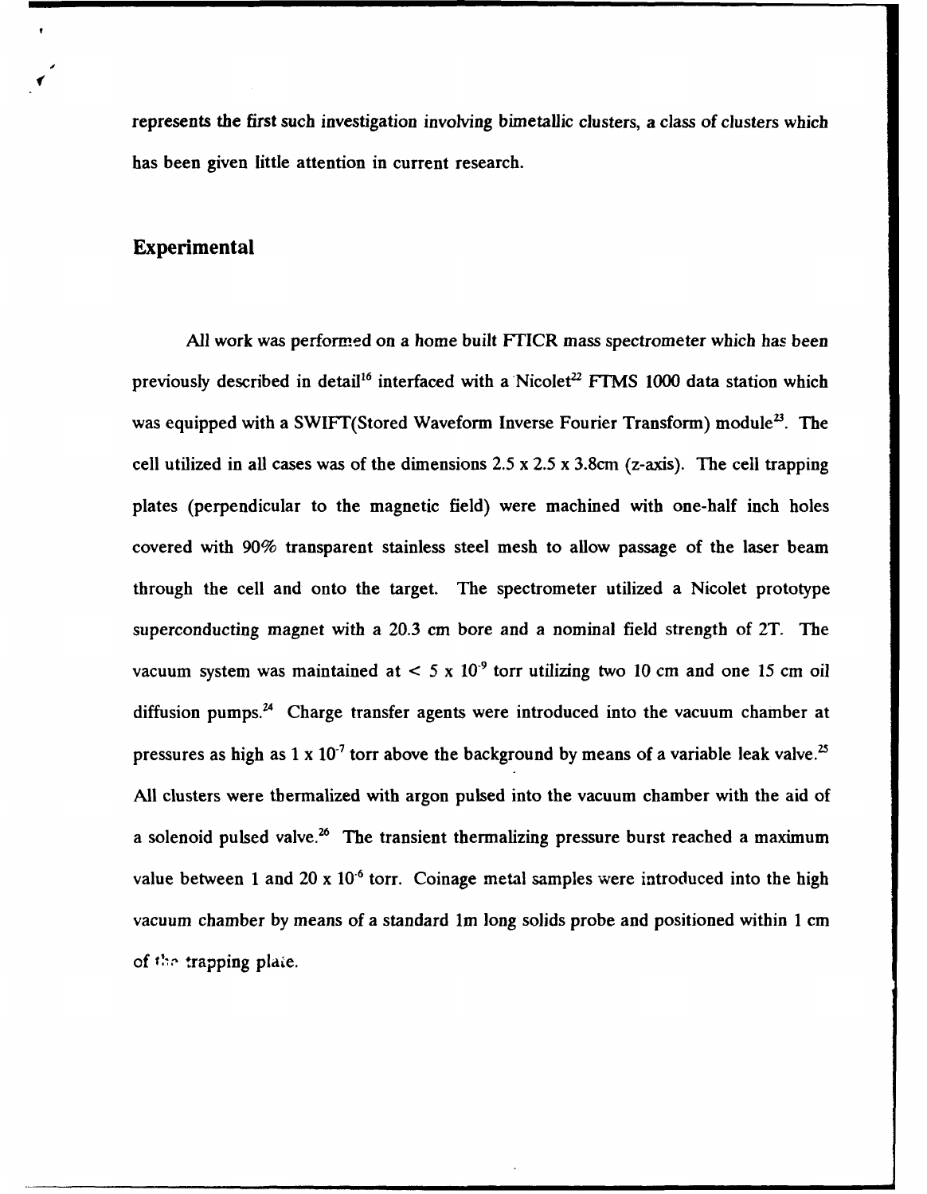represents the first such investigation involving bimetallic clusters, a class of clusters which has been given little attention in current research.

## Experimental

All work was performed on a home built FTICR mass spectrometer which has been previously described in detail[16] interfaced with a Nicolet[22] FTMS 1000 data station which was equipped with a SWIFT(Stored Waveform Inverse Fourier Transform) module[23]. The cell utilized in all cases was of the dimensions 2.5 x 2.5 x 3.8cm (z-axis). The cell trapping plates (perpendicular to the magnetic field) were machined with one-half inch holes covered with 90% transparent stainless steel mesh to allow passage of the laser beam through the cell and onto the target. The spectrometer utilized a Nicolet prototype superconducting magnet with a 20.3 cm bore and a nominal field strength of 2T. The vacuum system was maintained at $< 5 \times 10^{-9}$ torr utilizing two 10 cm and one 15 cm oil diffusion pumps.[24] Charge transfer agents were introduced into the vacuum chamber at pressures as high as $1 \times 10^{-7}$ torr above the background by means of a variable leak valve.[25] All clusters were thermalized with argon pulsed into the vacuum chamber with the aid of a solenoid pulsed valve.[26] The transient thermalizing pressure burst reached a maximum value between 1 and $20 \times 10^{-6}$ torr. Coinage metal samples were introduced into the high vacuum chamber by means of a standard 1m long solids probe and positioned within 1 cm of the trapping plate.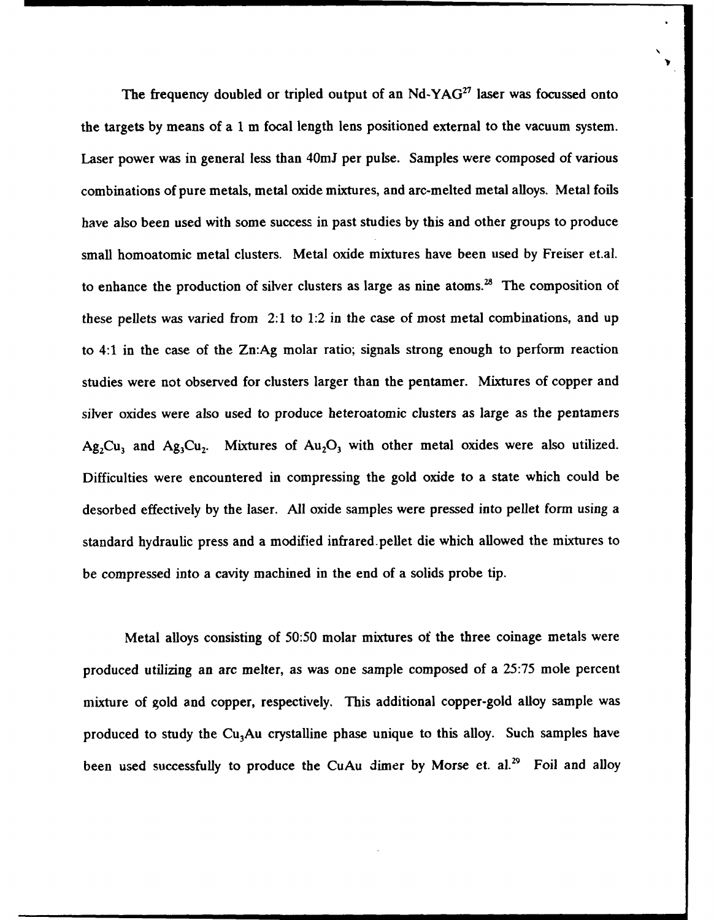The frequency doubled or tripled output of an Nd-YAG[27] laser was focussed onto the targets by means of a 1 m focal length lens positioned external to the vacuum system. Laser power was in general less than 40mJ per pulse. Samples were composed of various combinations of pure metals, metal oxide mixtures, and arc-melted metal alloys. Metal foils have also been used with some success in past studies by this and other groups to produce small homoatomic metal clusters. Metal oxide mixtures have been used by Freiser et.al. to enhance the production of silver clusters as large as nine atoms.[28] The composition of these pellets was varied from 2:1 to 1:2 in the case of most metal combinations, and up to 4:1 in the case of the Zn:Ag molar ratio; signals strong enough to perform reaction studies were not observed for clusters larger than the pentamer. Mixtures of copper and silver oxides were also used to produce heteroatomic clusters as large as the pentamers $Ag_2Cu_3$ and $Ag_3Cu_2$. Mixtures of $Au_2O_3$ with other metal oxides were also utilized. Difficulties were encountered in compressing the gold oxide to a state which could be desorbed effectively by the laser. All oxide samples were pressed into pellet form using a standard hydraulic press and a modified infrared pellet die which allowed the mixtures to be compressed into a cavity machined in the end of a solids probe tip.

Metal alloys consisting of 50:50 molar mixtures of the three coinage metals were produced utilizing an arc melter, as was one sample composed of a 25:75 mole percent mixture of gold and copper, respectively. This additional copper-gold alloy sample was produced to study the $Cu_3Au$ crystalline phase unique to this alloy. Such samples have been used successfully to produce the CuAu dimer by Morse et. al.[29] Foil and alloy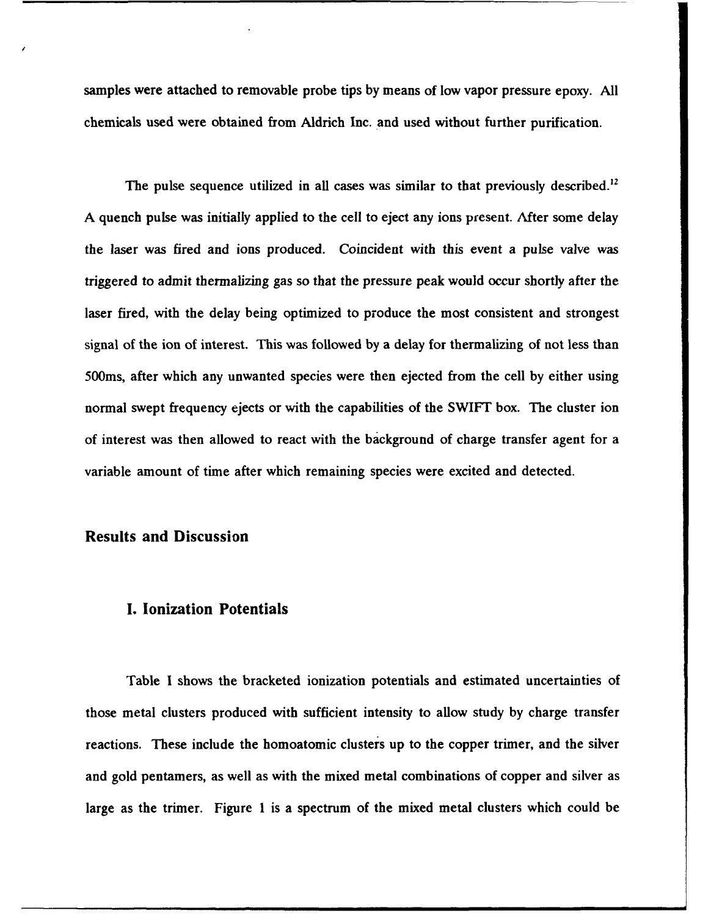samples were attached to removable probe tips by means of low vapor pressure epoxy. All chemicals used were obtained from Aldrich Inc. and used without further purification.

The pulse sequence utilized in all cases was similar to that previously described.[12] A quench pulse was initially applied to the cell to eject any ions present. After some delay the laser was fired and ions produced. Coincident with this event a pulse valve was triggered to admit thermalizing gas so that the pressure peak would occur shortly after the laser fired, with the delay being optimized to produce the most consistent and strongest signal of the ion of interest. This was followed by a delay for thermalizing of not less than 500ms, after which any unwanted species were then ejected from the cell by either using normal swept frequency ejects or with the capabilities of the SWIFT box. The cluster ion of interest was then allowed to react with the background of charge transfer agent for a variable amount of time after which remaining species were excited and detected.

## Results and Discussion

### I. Ionization Potentials

Table I shows the bracketed ionization potentials and estimated uncertainties of those metal clusters produced with sufficient intensity to allow study by charge transfer reactions. These include the homoatomic clusters up to the copper trimer, and the silver and gold pentamers, as well as with the mixed metal combinations of copper and silver as large as the trimer. Figure 1 is a spectrum of the mixed metal clusters which could be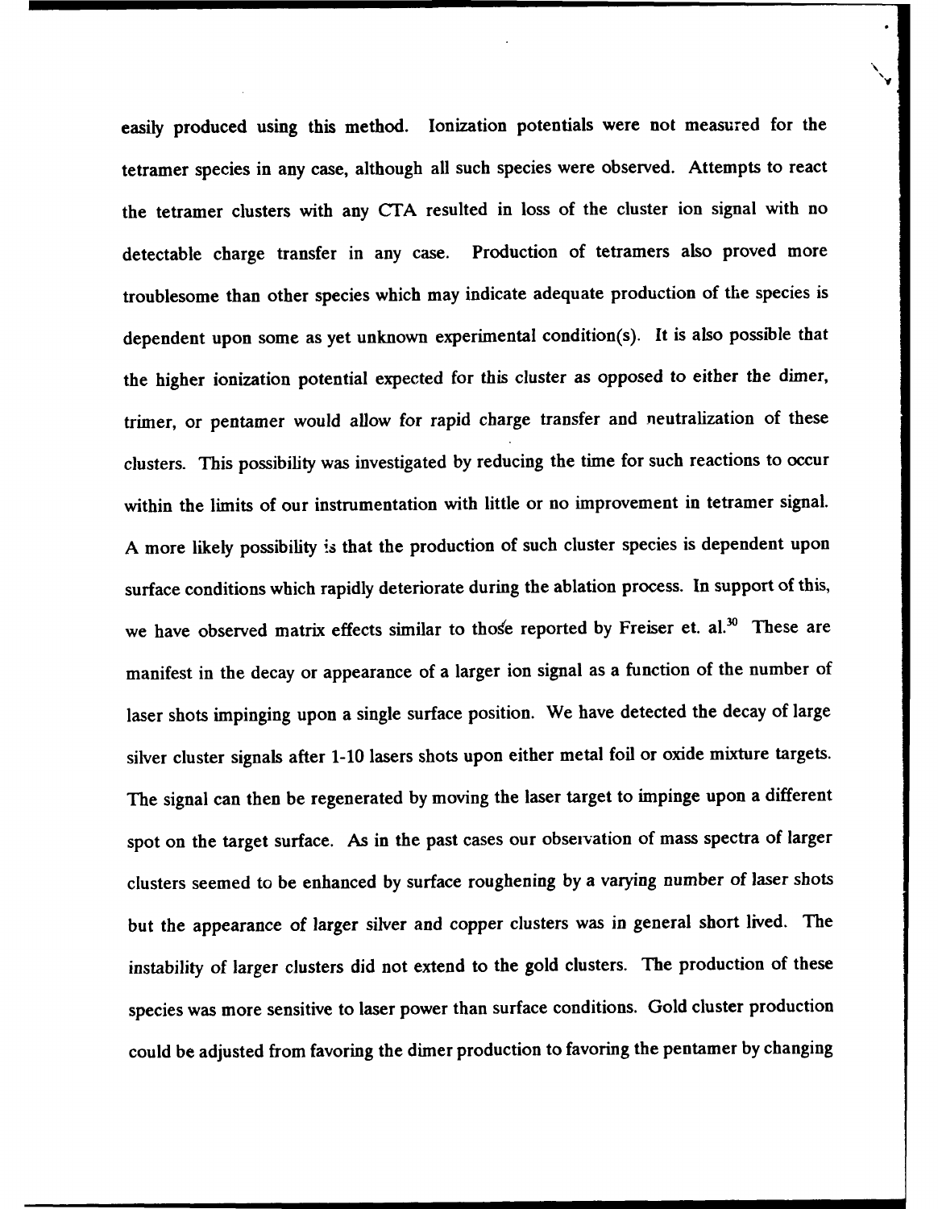easily produced using this method. Ionization potentials were not measured for the tetramer species in any case, although all such species were observed. Attempts to react the tetramer clusters with any CTA resulted in loss of the cluster ion signal with no detectable charge transfer in any case. Production of tetramers also proved more troublesome than other species which may indicate adequate production of the species is dependent upon some as yet unknown experimental condition(s). It is also possible that the higher ionization potential expected for this cluster as opposed to either the dimer, trimer, or pentamer would allow for rapid charge transfer and neutralization of these clusters. This possibility was investigated by reducing the time for such reactions to occur within the limits of our instrumentation with little or no improvement in tetramer signal. A more likely possibility is that the production of such cluster species is dependent upon surface conditions which rapidly deteriorate during the ablation process. In support of this, we have observed matrix effects similar to those reported by Freiser et. al.[30] These are manifest in the decay or appearance of a larger ion signal as a function of the number of laser shots impinging upon a single surface position. We have detected the decay of large silver cluster signals after 1-10 lasers shots upon either metal foil or oxide mixture targets. The signal can then be regenerated by moving the laser target to impinge upon a different spot on the target surface. As in the past cases our observation of mass spectra of larger clusters seemed to be enhanced by surface roughening by a varying number of laser shots but the appearance of larger silver and copper clusters was in general short lived. The instability of larger clusters did not extend to the gold clusters. The production of these species was more sensitive to laser power than surface conditions. Gold cluster production could be adjusted from favoring the dimer production to favoring the pentamer by changing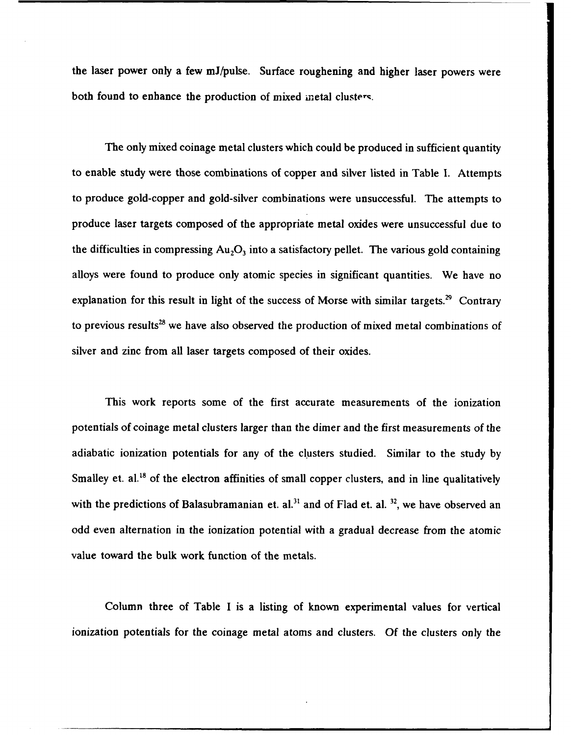the laser power only a few mJ/pulse. Surface roughening and higher laser powers were both found to enhance the production of mixed metal clusters.

The only mixed coinage metal clusters which could be produced in sufficient quantity to enable study were those combinations of copper and silver listed in Table I. Attempts to produce gold-copper and gold-silver combinations were unsuccessful. The attempts to produce laser targets composed of the appropriate metal oxides were unsuccessful due to the difficulties in compressing $Au_2O_3$ into a satisfactory pellet. The various gold containing alloys were found to produce only atomic species in significant quantities. We have no explanation for this result in light of the success of Morse with similar targets.[29] Contrary to previous results[28] we have also observed the production of mixed metal combinations of silver and zinc from all laser targets composed of their oxides.

This work reports some of the first accurate measurements of the ionization potentials of coinage metal clusters larger than the dimer and the first measurements of the adiabatic ionization potentials for any of the clusters studied. Similar to the study by Smalley et. al.[18] of the electron affinities of small copper clusters, and in line qualitatively with the predictions of Balasubramanian et. al.[31] and of Flad et. al. [32], we have observed an odd even alternation in the ionization potential with a gradual decrease from the atomic value toward the bulk work function of the metals.

Column three of Table I is a listing of known experimental values for vertical ionization potentials for the coinage metal atoms and clusters. Of the clusters only the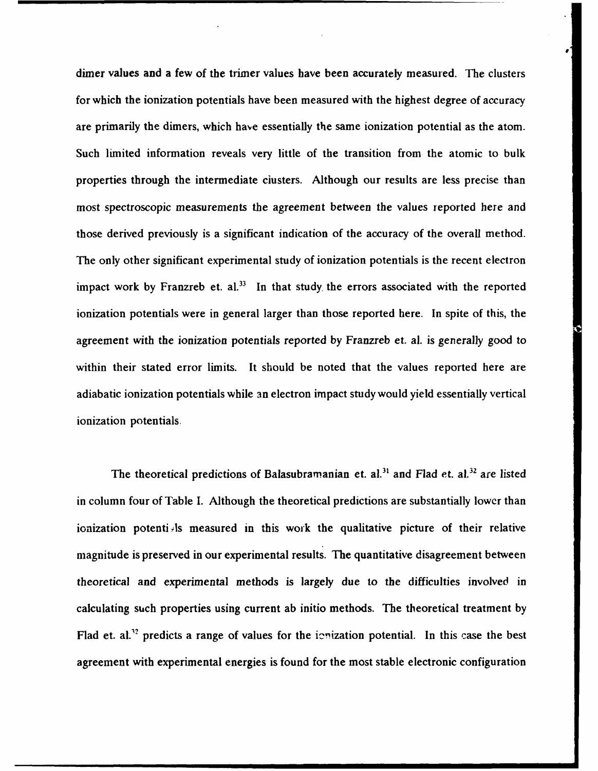dimer values and a few of the trimer values have been accurately measured. The clusters for which the ionization potentials have been measured with the highest degree of accuracy are primarily the dimers, which have essentially the same ionization potential as the atom. Such limited information reveals very little of the transition from the atomic to bulk properties through the intermediate clusters. Although our results are less precise than most spectroscopic measurements the agreement between the values reported here and those derived previously is a significant indication of the accuracy of the overall method. The only other significant experimental study of ionization potentials is the recent electron impact work by Franzreb et. al.[33] In that study the errors associated with the reported ionization potentials were in general larger than those reported here. In spite of this, the agreement with the ionization potentials reported by Franzreb et. al. is generally good to within their stated error limits. It should be noted that the values reported here are adiabatic ionization potentials while an electron impact study would yield essentially vertical ionization potentials.

The theoretical predictions of Balasubramanian et. al.[31] and Flad et. al.[32] are listed in column four of Table I. Although the theoretical predictions are substantially lower than ionization potentials measured in this work the qualitative picture of their relative magnitude is preserved in our experimental results. The quantitative disagreement between theoretical and experimental methods is largely due to the difficulties involved in calculating such properties using current ab initio methods. The theoretical treatment by Flad et. al.[32] predicts a range of values for the ionization potential. In this case the best agreement with experimental energies is found for the most stable electronic configuration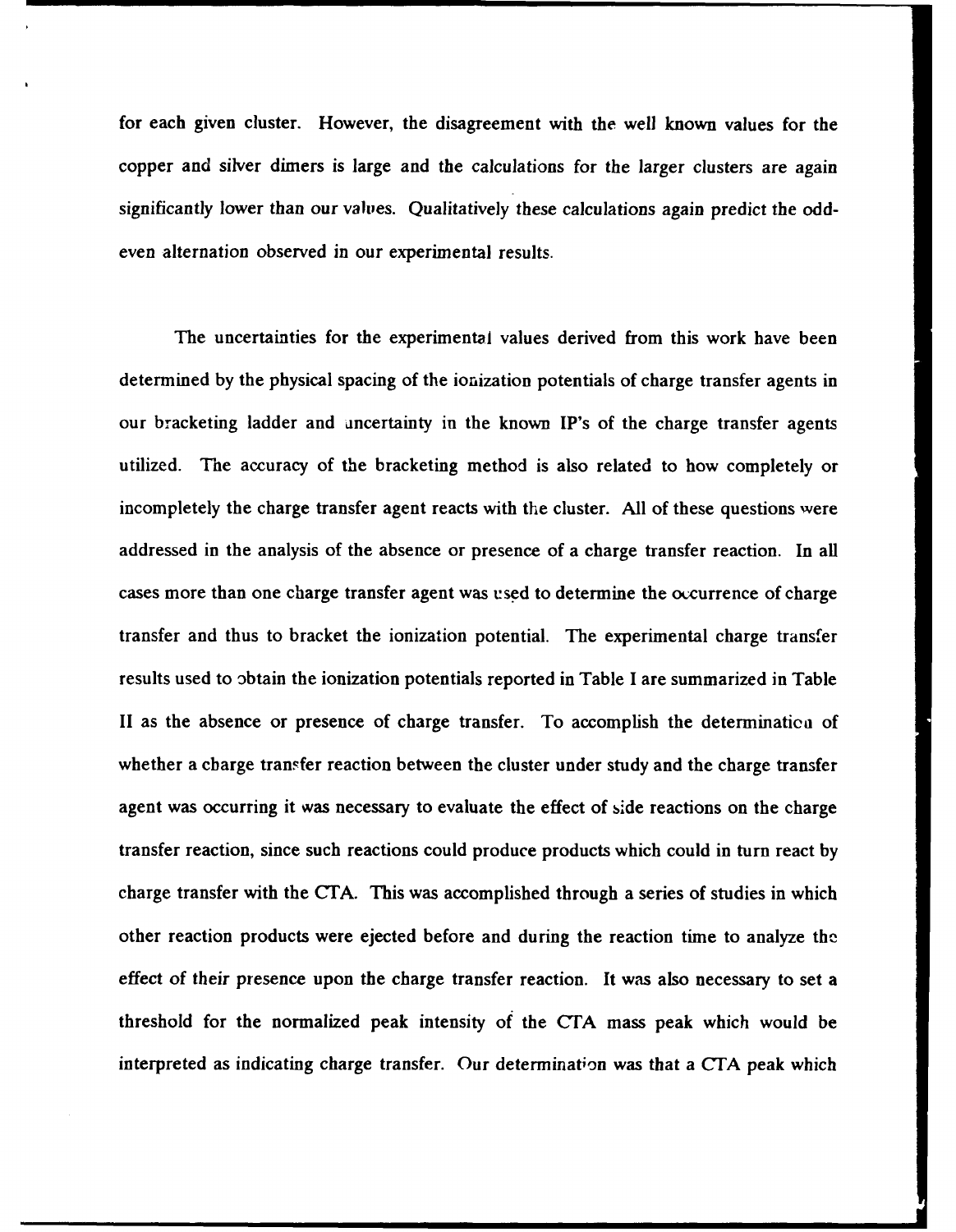for each given cluster. However, the disagreement with the well known values for the copper and silver dimers is large and the calculations for the larger clusters are again significantly lower than our values. Qualitatively these calculations again predict the odd-even alternation observed in our experimental results.

The uncertainties for the experimental values derived from this work have been determined by the physical spacing of the ionization potentials of charge transfer agents in our bracketing ladder and uncertainty in the known IP's of the charge transfer agents utilized. The accuracy of the bracketing method is also related to how completely or incompletely the charge transfer agent reacts with the cluster. All of these questions were addressed in the analysis of the absence or presence of a charge transfer reaction. In all cases more than one charge transfer agent was used to determine the occurrence of charge transfer and thus to bracket the ionization potential. The experimental charge transfer results used to obtain the ionization potentials reported in Table I are summarized in Table II as the absence or presence of charge transfer. To accomplish the determination of whether a charge transfer reaction between the cluster under study and the charge transfer agent was occurring it was necessary to evaluate the effect of side reactions on the charge transfer reaction, since such reactions could produce products which could in turn react by charge transfer with the CTA. This was accomplished through a series of studies in which other reaction products were ejected before and during the reaction time to analyze the effect of their presence upon the charge transfer reaction. It was also necessary to set a threshold for the normalized peak intensity of the CTA mass peak which would be interpreted as indicating charge transfer. Our determination was that a CTA peak which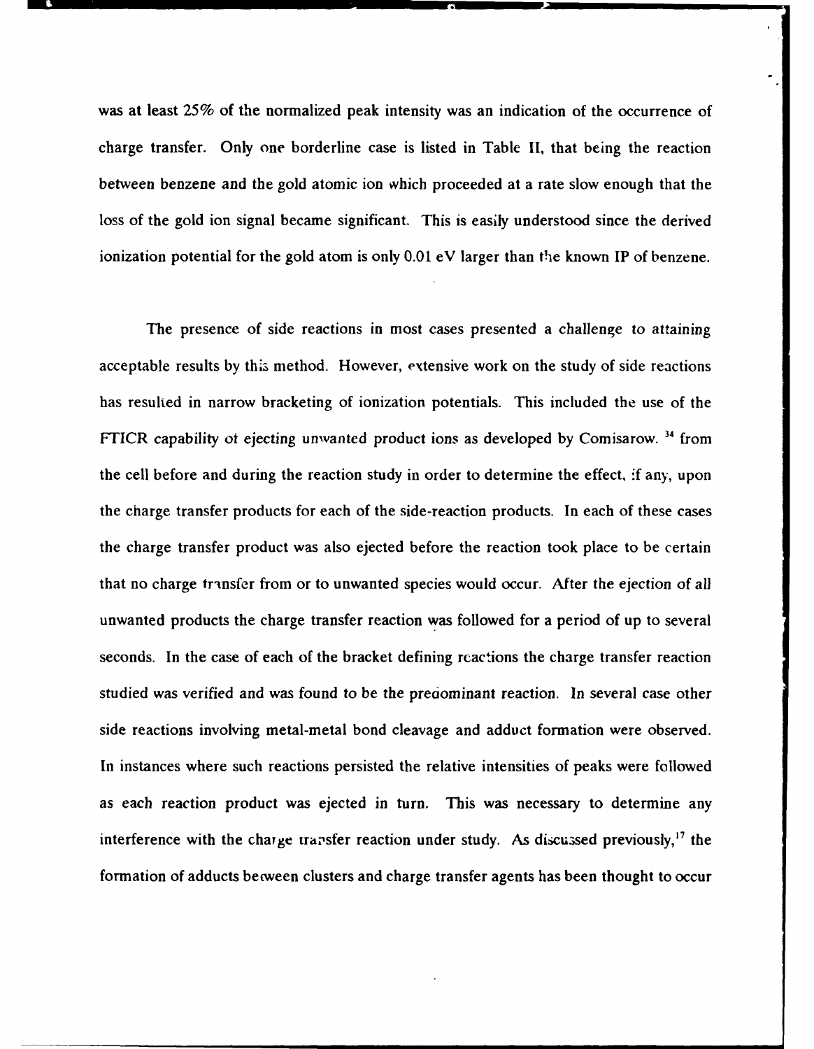was at least 25% of the normalized peak intensity was an indication of the occurrence of charge transfer. Only one borderline case is listed in Table II, that being the reaction between benzene and the gold atomic ion which proceeded at a rate slow enough that the loss of the gold ion signal became significant. This is easily understood since the derived ionization potential for the gold atom is only 0.01 eV larger than the known IP of benzene.

The presence of side reactions in most cases presented a challenge to attaining acceptable results by this method. However, extensive work on the study of side reactions has resulted in narrow bracketing of ionization potentials. This included the use of the FTICR capability of ejecting unwanted product ions as developed by Comisarow. [34] from the cell before and during the reaction study in order to determine the effect, if any, upon the charge transfer products for each of the side-reaction products. In each of these cases the charge transfer product was also ejected before the reaction took place to be certain that no charge transfer from or to unwanted species would occur. After the ejection of all unwanted products the charge transfer reaction was followed for a period of up to several seconds. In the case of each of the bracket defining reactions the charge transfer reaction studied was verified and was found to be the predominant reaction. In several case other side reactions involving metal-metal bond cleavage and adduct formation were observed. In instances where such reactions persisted the relative intensities of peaks were followed as each reaction product was ejected in turn. This was necessary to determine any interference with the charge transfer reaction under study. As discussed previously,[17] the formation of adducts between clusters and charge transfer agents has been thought to occur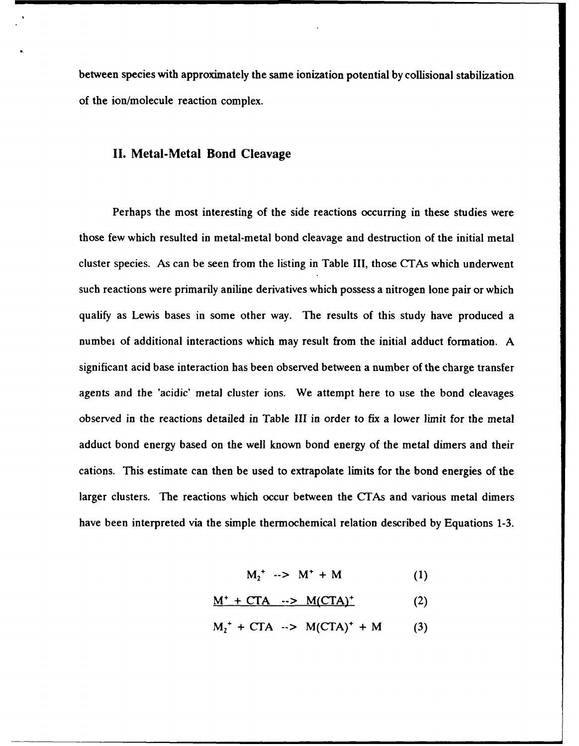between species with approximately the same ionization potential by collisional stabilization of the ion/molecule reaction complex.

## II. Metal-Metal Bond Cleavage

Perhaps the most interesting of the side reactions occurring in these studies were those few which resulted in metal-metal bond cleavage and destruction of the initial metal cluster species. As can be seen from the listing in Table III, those CTAs which underwent such reactions were primarily aniline derivatives which possess a nitrogen lone pair or which qualify as Lewis bases in some other way. The results of this study have produced a numbei of additional interactions which may result from the initial adduct formation. A significant acid base interaction has been observed between a number of the charge transfer agents and the 'acidic' metal cluster ions. We attempt here to use the bond cleavages observed in the reactions detailed in Table III in order to fix a lower limit for the metal adduct bond energy based on the well known bond energy of the metal dimers and their cations. This estimate can then be used to extrapolate limits for the bond energies of the larger clusters. The reactions which occur between the CTAs and various metal dimers have been interpreted via the simple thermochemical relation described by Equations 1-3.

$$M_2^+ \;\text{-->}\; M^+ + M \qquad (1)$$

$$\underline{M^+ + CTA \;\text{-->}\; M(CTA)^+} \qquad (2)$$

$$M_2^+ + CTA \;\text{-->}\; M(CTA)^+ + M \qquad (3)$$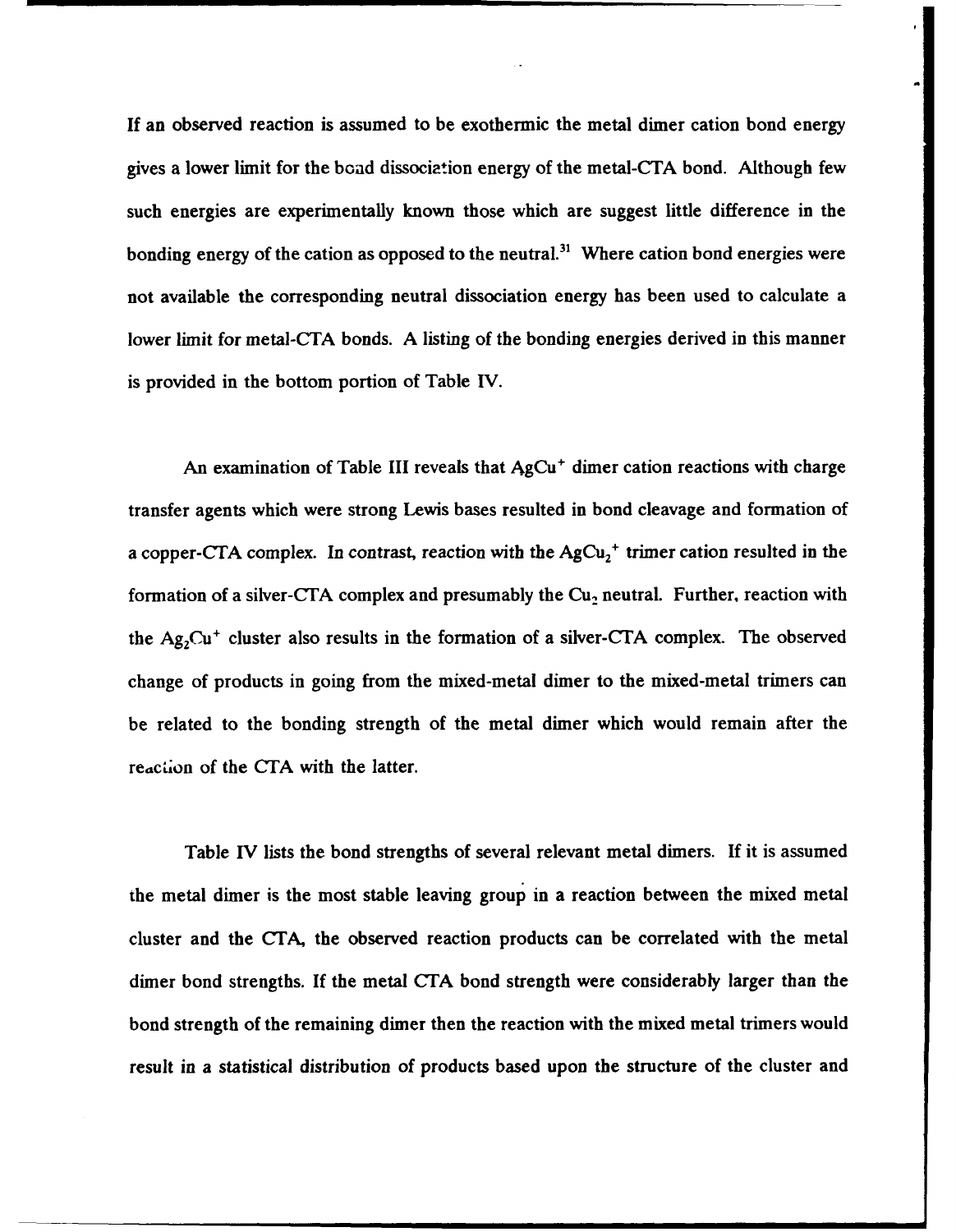If an observed reaction is assumed to be exothermic the metal dimer cation bond energy gives a lower limit for the bond dissociation energy of the metal-CTA bond. Although few such energies are experimentally known those which are suggest little difference in the bonding energy of the cation as opposed to the neutral.[31] Where cation bond energies were not available the corresponding neutral dissociation energy has been used to calculate a lower limit for metal-CTA bonds. A listing of the bonding energies derived in this manner is provided in the bottom portion of Table IV.

An examination of Table III reveals that $AgCu^+$ dimer cation reactions with charge transfer agents which were strong Lewis bases resulted in bond cleavage and formation of a copper-CTA complex. In contrast, reaction with the $AgCu_2^+$ trimer cation resulted in the formation of a silver-CTA complex and presumably the $Cu_2$ neutral. Further, reaction with the $Ag_2Cu^+$ cluster also results in the formation of a silver-CTA complex. The observed change of products in going from the mixed-metal dimer to the mixed-metal trimers can be related to the bonding strength of the metal dimer which would remain after the reaction of the CTA with the latter.

Table IV lists the bond strengths of several relevant metal dimers. If it is assumed the metal dimer is the most stable leaving group in a reaction between the mixed metal cluster and the CTA, the observed reaction products can be correlated with the metal dimer bond strengths. If the metal CTA bond strength were considerably larger than the bond strength of the remaining dimer then the reaction with the mixed metal trimers would result in a statistical distribution of products based upon the structure of the cluster and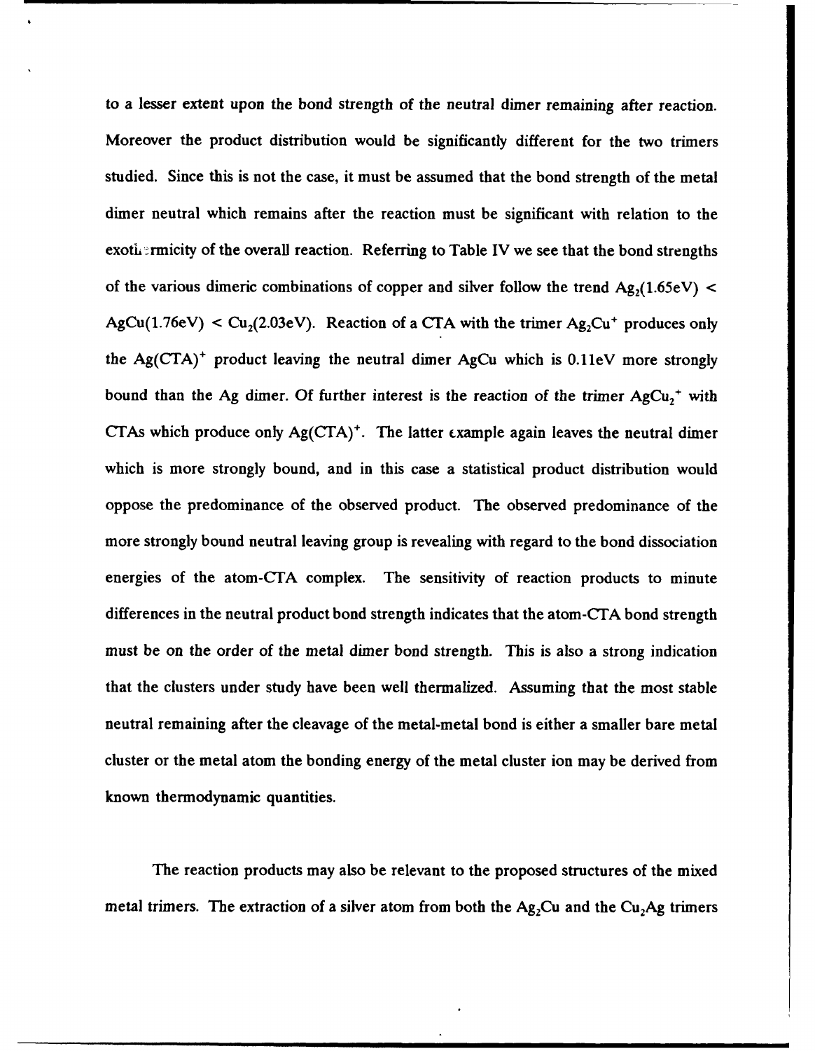to a lesser extent upon the bond strength of the neutral dimer remaining after reaction. Moreover the product distribution would be significantly different for the two trimers studied. Since this is not the case, it must be assumed that the bond strength of the metal dimer neutral which remains after the reaction must be significant with relation to the exothermicity of the overall reaction. Referring to Table IV we see that the bond strengths of the various dimeric combinations of copper and silver follow the trend $Ag_2$(1.65eV) < AgCu(1.76eV) < $Cu_2$(2.03eV). Reaction of a CTA with the trimer $Ag_2Cu^+$ produces only the $Ag(CTA)^+$ product leaving the neutral dimer AgCu which is 0.11eV more strongly bound than the Ag dimer. Of further interest is the reaction of the trimer $AgCu_2^+$ with CTAs which produce only $Ag(CTA)^+$. The latter example again leaves the neutral dimer which is more strongly bound, and in this case a statistical product distribution would oppose the predominance of the observed product. The observed predominance of the more strongly bound neutral leaving group is revealing with regard to the bond dissociation energies of the atom-CTA complex. The sensitivity of reaction products to minute differences in the neutral product bond strength indicates that the atom-CTA bond strength must be on the order of the metal dimer bond strength. This is also a strong indication that the clusters under study have been well thermalized. Assuming that the most stable neutral remaining after the cleavage of the metal-metal bond is either a smaller bare metal cluster or the metal atom the bonding energy of the metal cluster ion may be derived from known thermodynamic quantities.

The reaction products may also be relevant to the proposed structures of the mixed metal trimers. The extraction of a silver atom from both the $Ag_2Cu$ and the $Cu_2Ag$ trimers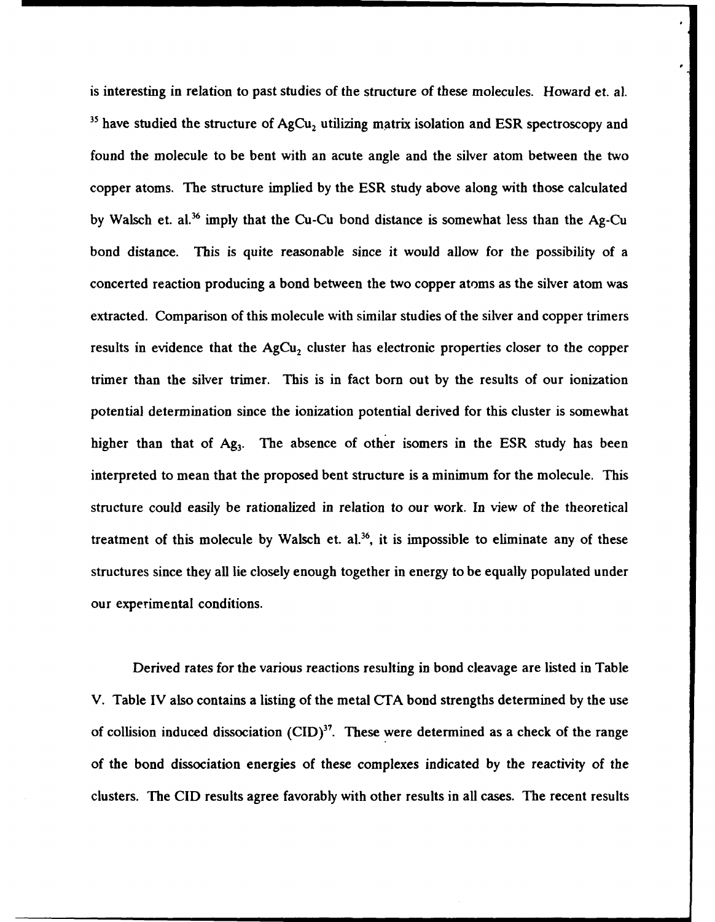is interesting in relation to past studies of the structure of these molecules. Howard et. al. [35] have studied the structure of $AgCu_2$ utilizing matrix isolation and ESR spectroscopy and found the molecule to be bent with an acute angle and the silver atom between the two copper atoms. The structure implied by the ESR study above along with those calculated by Walsch et. al.[36] imply that the Cu-Cu bond distance is somewhat less than the Ag-Cu bond distance. This is quite reasonable since it would allow for the possibility of a concerted reaction producing a bond between the two copper atoms as the silver atom was extracted. Comparison of this molecule with similar studies of the silver and copper trimers results in evidence that the $AgCu_2$ cluster has electronic properties closer to the copper trimer than the silver trimer. This is in fact born out by the results of our ionization potential determination since the ionization potential derived for this cluster is somewhat higher than that of $Ag_3$. The absence of other isomers in the ESR study has been interpreted to mean that the proposed bent structure is a minimum for the molecule. This structure could easily be rationalized in relation to our work. In view of the theoretical treatment of this molecule by Walsch et. al.[36], it is impossible to eliminate any of these structures since they all lie closely enough together in energy to be equally populated under our experimental conditions.

Derived rates for the various reactions resulting in bond cleavage are listed in Table V. Table IV also contains a listing of the metal CTA bond strengths determined by the use of collision induced dissociation (CID)[37]. These were determined as a check of the range of the bond dissociation energies of these complexes indicated by the reactivity of the clusters. The CID results agree favorably with other results in all cases. The recent results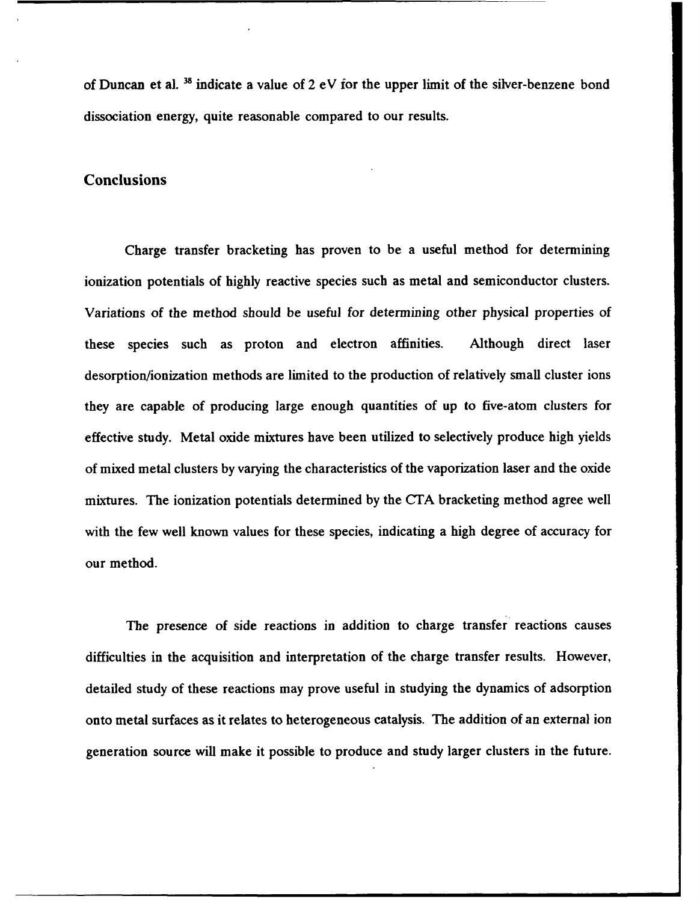of Duncan et al. [38] indicate a value of 2 eV for the upper limit of the silver-benzene bond dissociation energy, quite reasonable compared to our results.

## Conclusions

Charge transfer bracketing has proven to be a useful method for determining ionization potentials of highly reactive species such as metal and semiconductor clusters. Variations of the method should be useful for determining other physical properties of these species such as proton and electron affinities. Although direct laser desorption/ionization methods are limited to the production of relatively small cluster ions they are capable of producing large enough quantities of up to five-atom clusters for effective study. Metal oxide mixtures have been utilized to selectively produce high yields of mixed metal clusters by varying the characteristics of the vaporization laser and the oxide mixtures. The ionization potentials determined by the CTA bracketing method agree well with the few well known values for these species, indicating a high degree of accuracy for our method.

The presence of side reactions in addition to charge transfer reactions causes difficulties in the acquisition and interpretation of the charge transfer results. However, detailed study of these reactions may prove useful in studying the dynamics of adsorption onto metal surfaces as it relates to heterogeneous catalysis. The addition of an external ion generation source will make it possible to produce and study larger clusters in the future.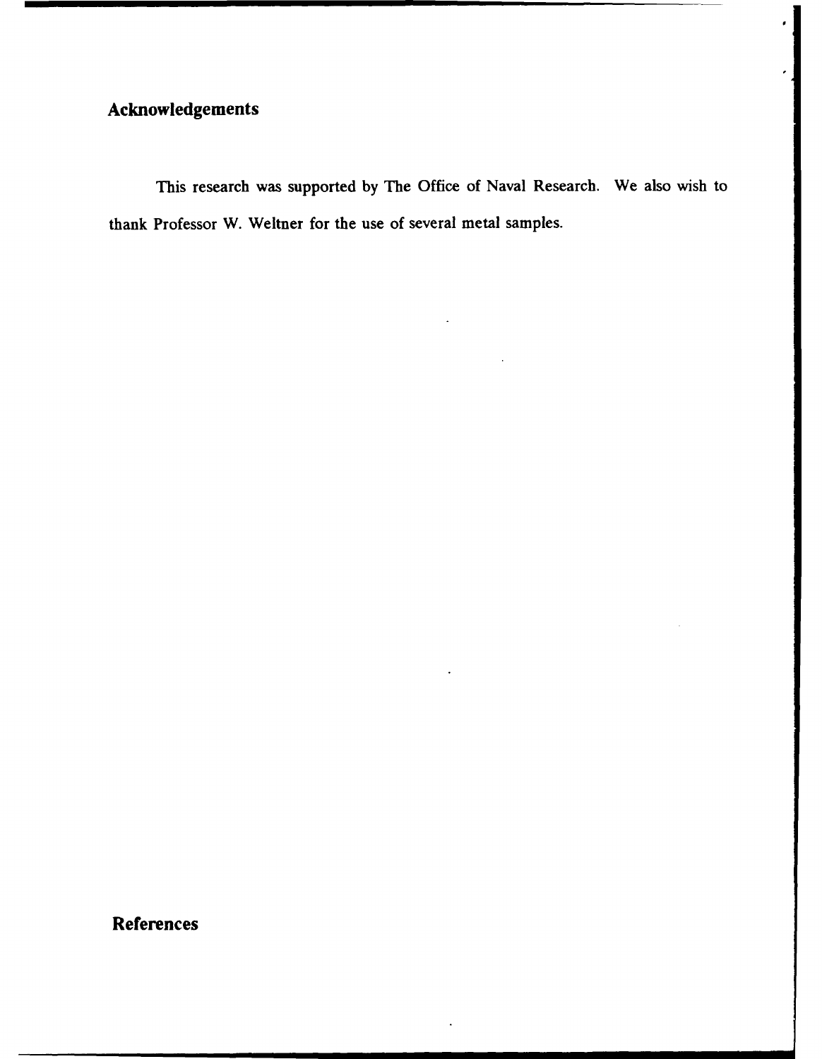## Acknowledgements

This research was supported by The Office of Naval Research. We also wish to thank Professor W. Weltner for the use of several metal samples.

## References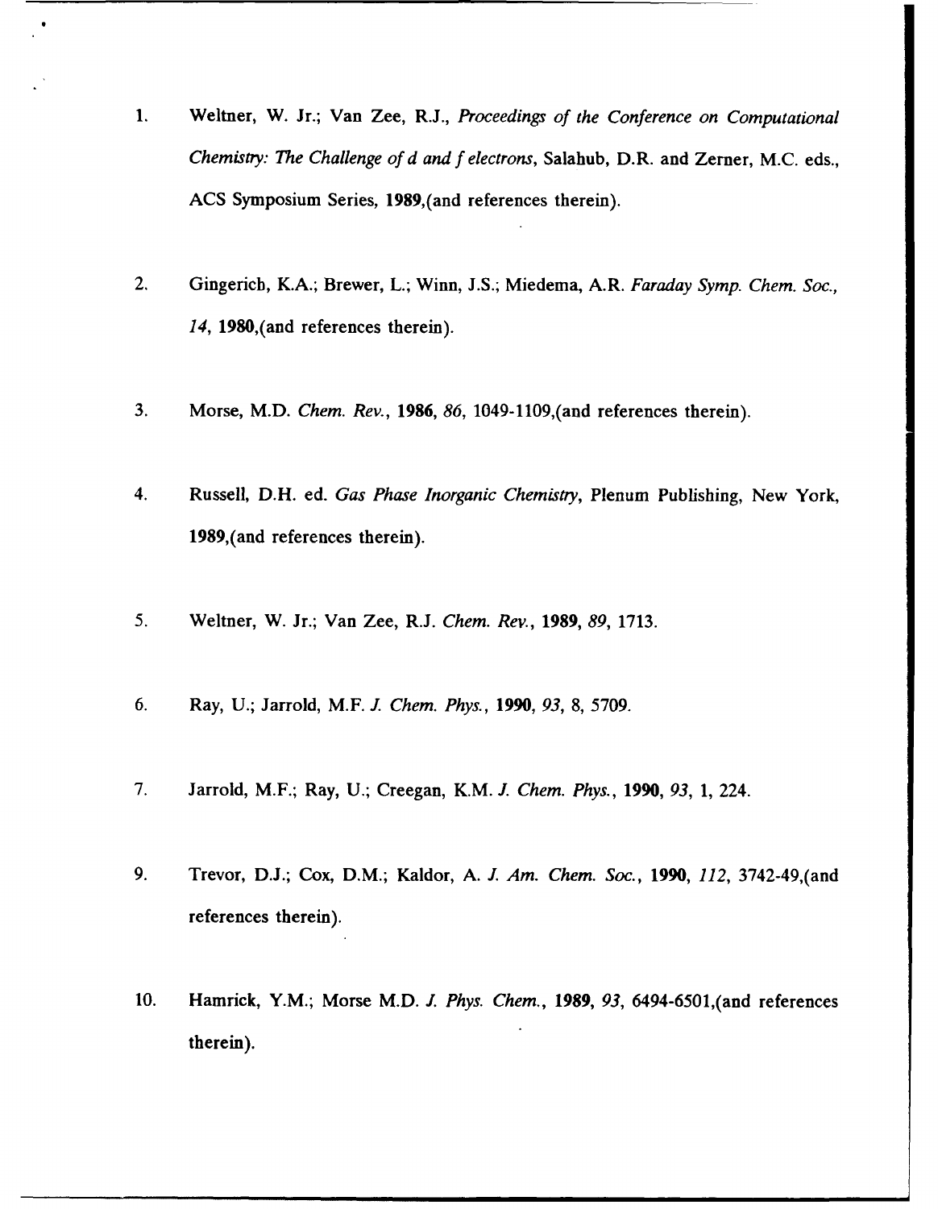1. Weltner, W. Jr.; Van Zee, R.J., *Proceedings of the Conference on Computational Chemistry: The Challenge of d and f electrons*, Salahub, D.R. and Zerner, M.C. eds., ACS Symposium Series, **1989**,(and references therein).

2. Gingerich, K.A.; Brewer, L.; Winn, J.S.; Miedema, A.R. *Faraday Symp. Chem. Soc., 14*, **1980**,(and references therein).

3. Morse, M.D. *Chem. Rev.*, **1986**, *86*, 1049-1109,(and references therein).

4. Russell, D.H. ed. *Gas Phase Inorganic Chemistry*, Plenum Publishing, New York, **1989**,(and references therein).

5. Weltner, W. Jr.; Van Zee, R.J. *Chem. Rev.*, **1989**, *89*, 1713.

6. Ray, U.; Jarrold, M.F. *J. Chem. Phys.*, **1990**, *93*, 8, 5709.

7. Jarrold, M.F.; Ray, U.; Creegan, K.M. *J. Chem. Phys.*, **1990**, *93*, 1, 224.

9. Trevor, D.J.; Cox, D.M.; Kaldor, A. *J. Am. Chem. Soc.*, **1990**, *112*, 3742-49,(and references therein).

10. Hamrick, Y.M.; Morse M.D. *J. Phys. Chem.*, **1989**, *93*, 6494-6501,(and references therein).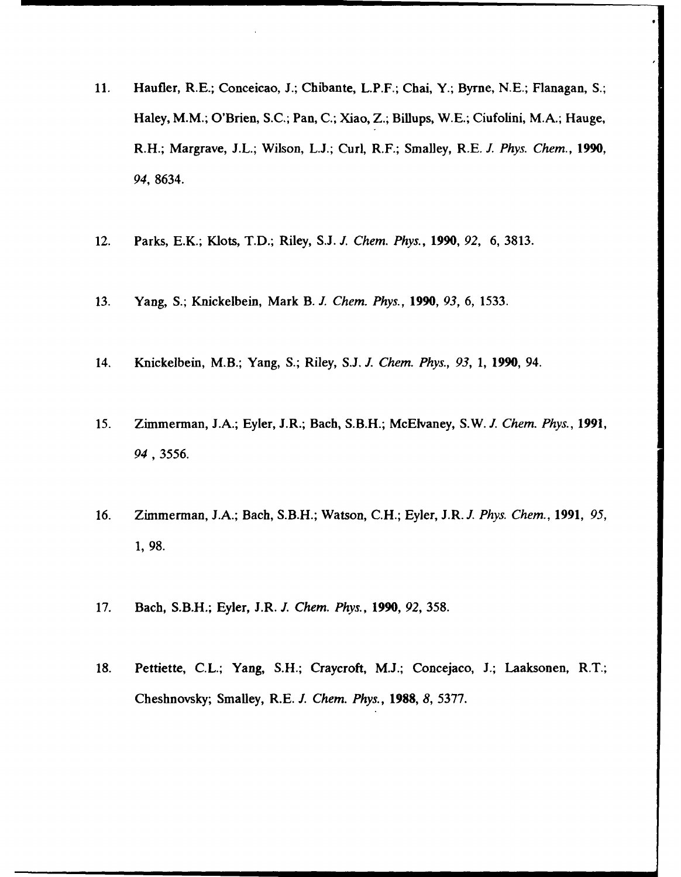11. Haufler, R.E.; Conceicao, J.; Chibante, L.P.F.; Chai, Y.; Byrne, N.E.; Flanagan, S.; Haley, M.M.; O'Brien, S.C.; Pan, C.; Xiao, Z.; Billups, W.E.; Ciufolini, M.A.; Hauge, R.H.; Margrave, J.L.; Wilson, L.J.; Curl, R.F.; Smalley, R.E. *J. Phys. Chem.*, **1990**, *94*, 8634.

12. Parks, E.K.; Klots, T.D.; Riley, S.J. *J. Chem. Phys.*, **1990**, *92*, 6, 3813.

13. Yang, S.; Knickelbein, Mark B. *J. Chem. Phys.*, **1990**, *93*, 6, 1533.

14. Knickelbein, M.B.; Yang, S.; Riley, S.J. *J. Chem. Phys.*, *93*, 1, **1990**, 94.

15. Zimmerman, J.A.; Eyler, J.R.; Bach, S.B.H.; McElvaney, S.W. *J. Chem. Phys.*, **1991**, *94* , 3556.

16. Zimmerman, J.A.; Bach, S.B.H.; Watson, C.H.; Eyler, J.R. *J. Phys. Chem.*, **1991**, *95*, 1, 98.

17. Bach, S.B.H.; Eyler, J.R. *J. Chem. Phys.*, **1990**, *92*, 358.

18. Pettiette, C.L.; Yang, S.H.; Craycroft, M.J.; Concejaco, J.; Laaksonen, R.T.; Cheshnovsky; Smalley, R.E. *J. Chem. Phys.*, **1988**, *8*, 5377.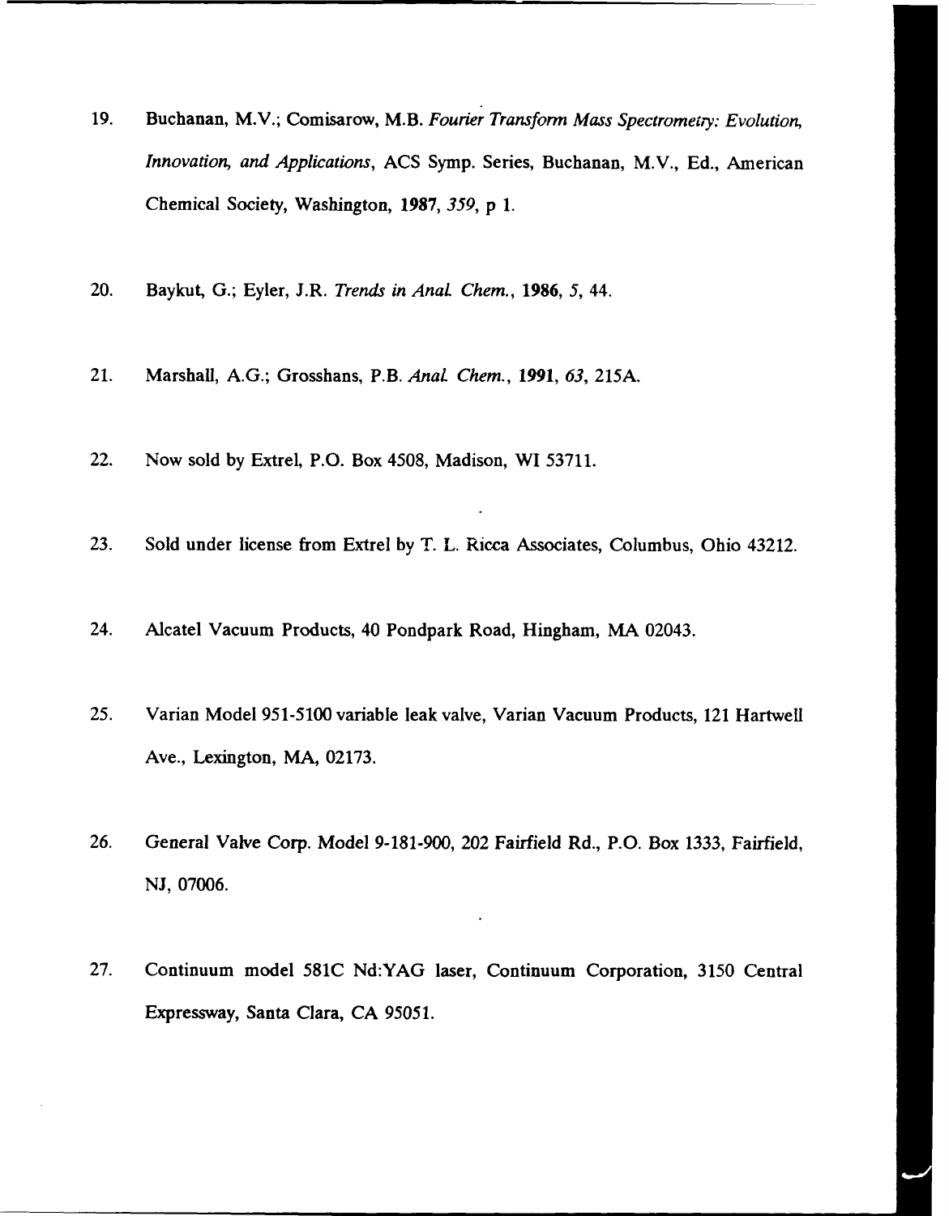19. Buchanan, M.V.; Comisarow, M.B. *Fourier Transform Mass Spectrometry: Evolution, Innovation, and Applications*, ACS Symp. Series, Buchanan, M.V., Ed., American Chemical Society, Washington, **1987**, *359*, p 1.

20. Baykut, G.; Eyler, J.R. *Trends in Anal. Chem.*, **1986**, *5*, 44.

21. Marshall, A.G.; Grosshans, P.B. *Anal. Chem.*, **1991**, *63*, 215A.

22. Now sold by Extrel, P.O. Box 4508, Madison, WI 53711.

23. Sold under license from Extrel by T. L. Ricca Associates, Columbus, Ohio 43212.

24. Alcatel Vacuum Products, 40 Pondpark Road, Hingham, MA 02043.

25. Varian Model 951-5100 variable leak valve, Varian Vacuum Products, 121 Hartwell Ave., Lexington, MA, 02173.

26. General Valve Corp. Model 9-181-900, 202 Fairfield Rd., P.O. Box 1333, Fairfield, NJ, 07006.

27. Continuum model 581C Nd:YAG laser, Continuum Corporation, 3150 Central Expressway, Santa Clara, CA 95051.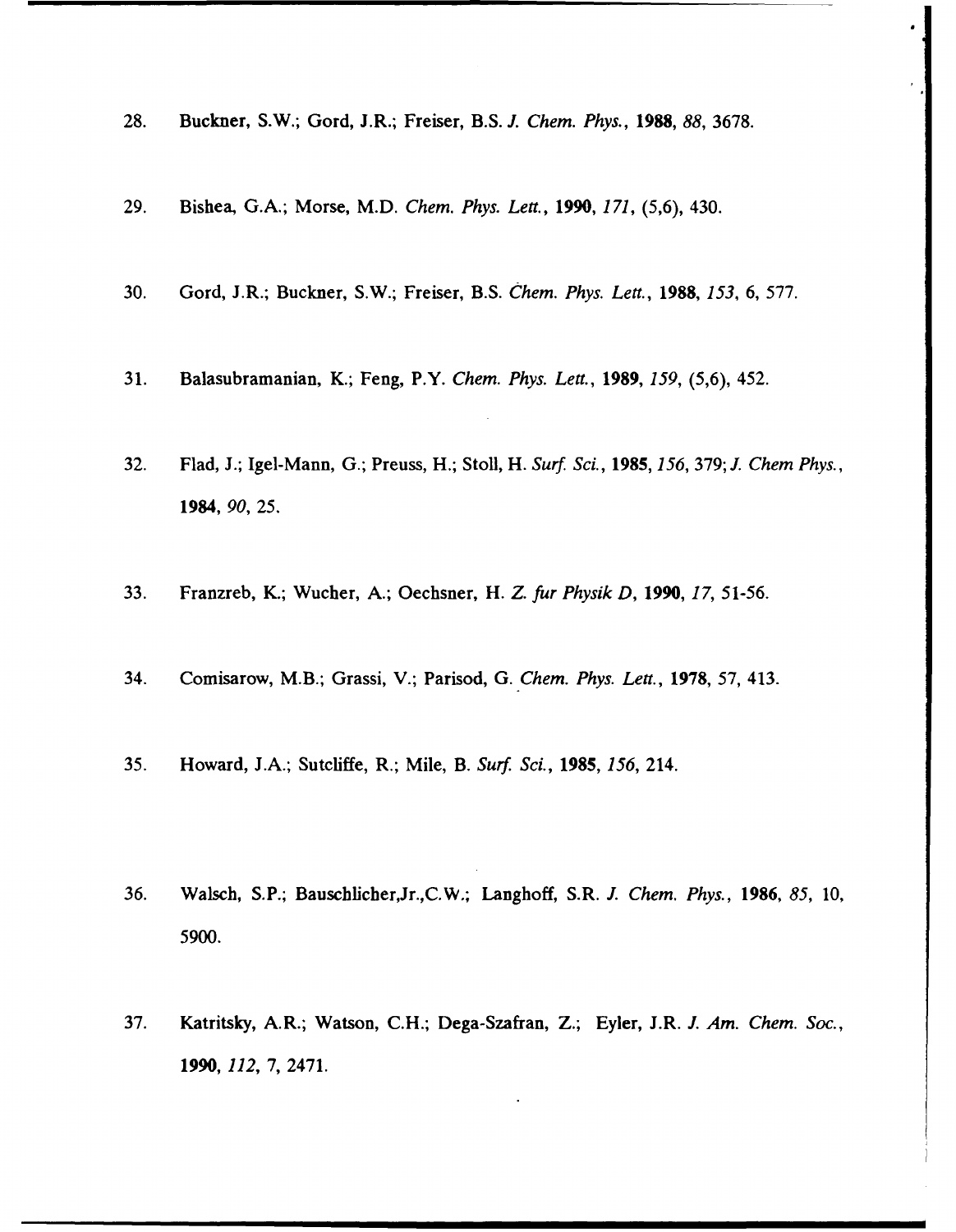28. Buckner, S.W.; Gord, J.R.; Freiser, B.S. *J. Chem. Phys.*, **1988**, *88*, 3678.

29. Bishea, G.A.; Morse, M.D. *Chem. Phys. Lett.*, **1990**, *171*, (5,6), 430.

30. Gord, J.R.; Buckner, S.W.; Freiser, B.S. *Chem. Phys. Lett.*, **1988**, *153*, 6, 577.

31. Balasubramanian, K.; Feng, P.Y. *Chem. Phys. Lett.*, **1989**, *159*, (5,6), 452.

32. Flad, J.; Igel-Mann, G.; Preuss, H.; Stoll, H. *Surf. Sci.*, **1985**, *156*, 379; *J. Chem Phys.*, **1984**, *90*, 25.

33. Franzreb, K.; Wucher, A.; Oechsner, H. *Z. fur Physik D*, **1990**, *17*, 51-56.

34. Comisarow, M.B.; Grassi, V.; Parisod, G. *Chem. Phys. Lett.*, **1978**, 57, 413.

35. Howard, J.A.; Sutcliffe, R.; Mile, B. *Surf. Sci.*, **1985**, *156*, 214.

36. Walsch, S.P.; Bauschlicher,Jr.,C.W.; Langhoff, S.R. *J. Chem. Phys.*, **1986**, *85*, 10, 5900.

37. Katritsky, A.R.; Watson, C.H.; Dega-Szafran, Z.; Eyler, J.R. *J. Am. Chem. Soc.*, **1990**, *112*, 7, 2471.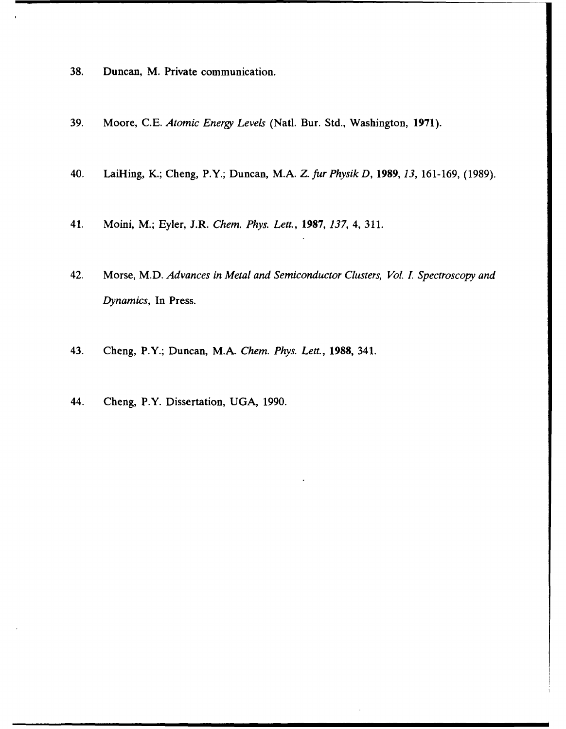38. Duncan, M. Private communication.

39. Moore, C.E. *Atomic Energy Levels* (Natl. Bur. Std., Washington, **1971**).

40. LaiHing, K.; Cheng, P.Y.; Duncan, M.A. *Z. fur Physik D*, **1989**, *13*, 161-169, (1989).

41. Moini, M.; Eyler, J.R. *Chem. Phys. Lett.*, **1987**, *137*, 4, 311.

42. Morse, M.D. *Advances in Metal and Semiconductor Clusters, Vol. I. Spectroscopy and Dynamics*, In Press.

43. Cheng, P.Y.; Duncan, M.A. *Chem. Phys. Lett.*, **1988**, 341.

44. Cheng, P.Y. Dissertation, UGA, 1990.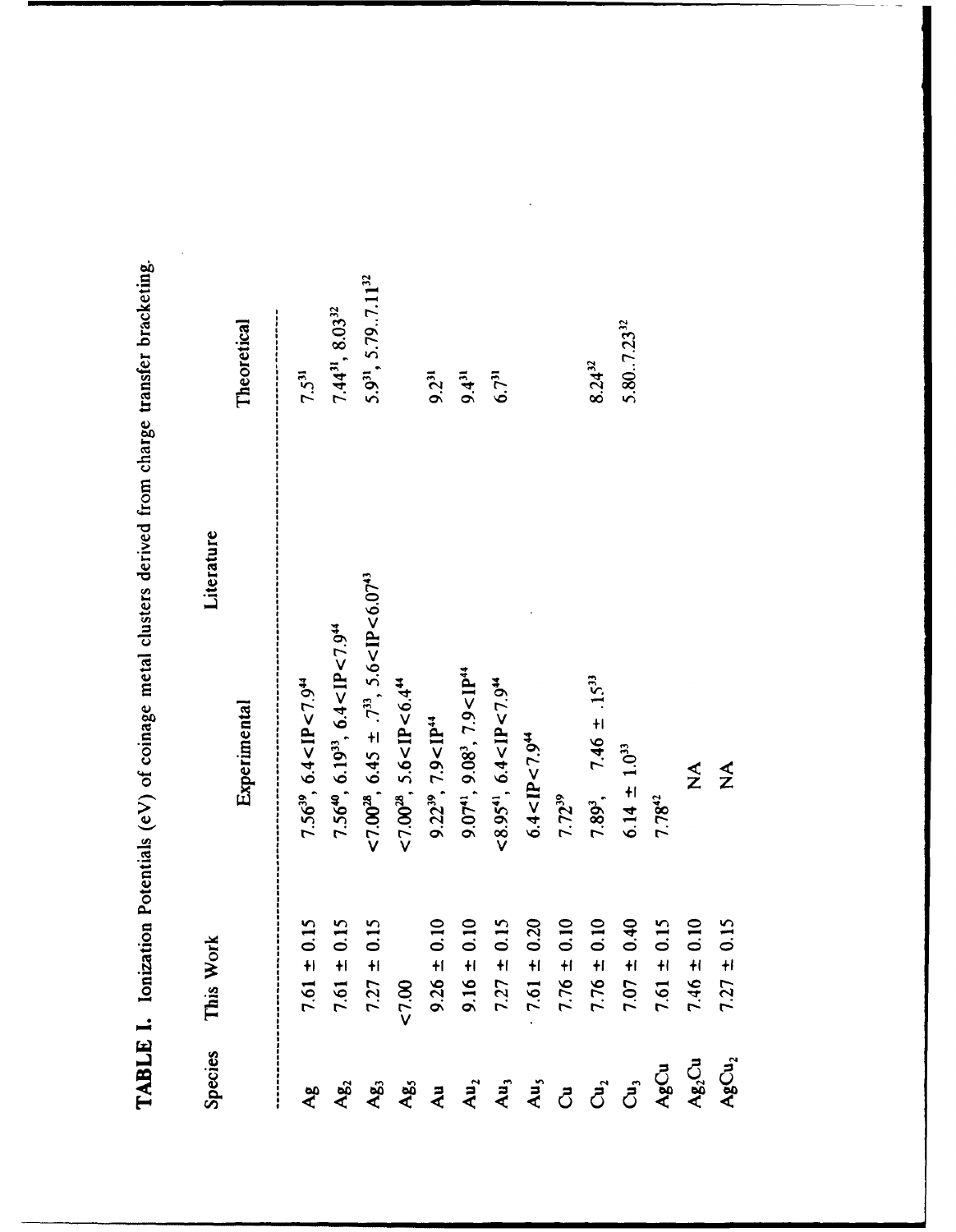**TABLE I.** Ionization Potentials (eV) of coinage metal clusters derived from charge transfer bracketing.

| Species | This Work | Literature | |
|---|---|---|---|
| | | Experimental | Theoretical |
| Ag | 7.61 ± 0.15 | 7.56[39], 6.4<IP<7.9[44] | 7.5[31] |
| $Ag_2$ | 7.61 ± 0.15 | 7.56[40], 6.19[33], 6.4<IP<7.9[44] | 7.44[31], 8.03[32] |
| $Ag_3$ | 7.27 ± 0.15 | <7.00[28], 6.45 ± .7[33], 5.6<IP<6.07[43] | 5.9[31], 5.79..7.11[32] |
| $Ag_5$ | <7.00 | <7.00[28], 5.6<IP<6.4[44] | |
| Au | 9.26 ± 0.10 | 9.22[39], 7.9<IP[44] | 9.2[31] |
| $Au_2$ | 9.16 ± 0.10 | 9.07[41], 9.08[3], 7.9<IP[44] | 9.4[31] |
| $Au_3$ | 7.27 ± 0.15 | <8.95[41], 6.4<IP<7.9[44] | 6.7[31] |
| $Au_5$ | 7.61 ± 0.20 | 6.4<IP<7.9[44] | |
| Cu | 7.76 ± 0.10 | 7.72[39] | |
| $Cu_2$ | 7.76 ± 0.10 | 7.89[3], 7.46 ± .15[33] | 8.24[32] |
| $Cu_3$ | 7.07 ± 0.40 | 6.14 ± 1.0[33] | 5.80..7.23[32] |
| AgCu | 7.61 ± 0.15 | 7.78[42] | |
| $Ag_2Cu$ | 7.46 ± 0.10 | NA | |
| $AgCu_2$ | 7.27 ± 0.15 | NA | |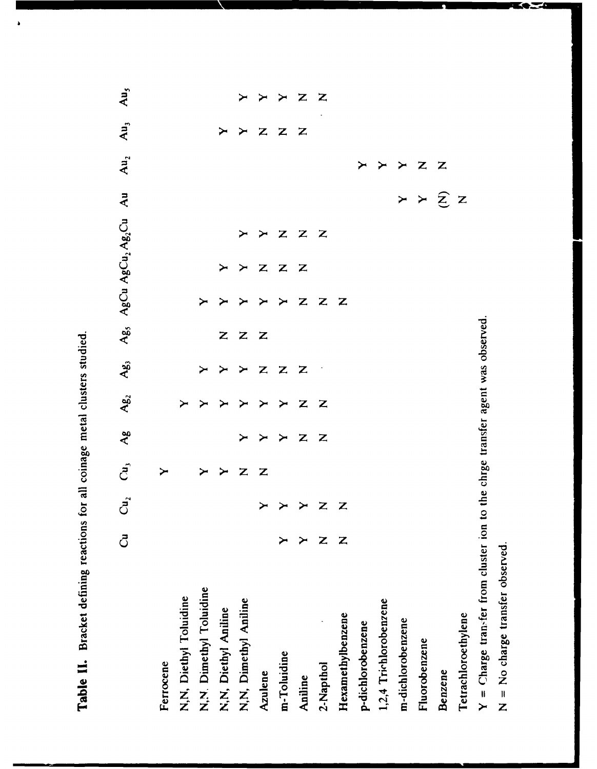**Table II.** Bracket defining reactions for all coinage metal clusters studied.

| | Cu | $Cu_2$ | $Cu_3$ | Ag | $Ag_2$ | $Ag_3$ | $Ag_5$ | AgCu | $AgCu_2$ | $Ag_2Cu$ | Au | $Au_2$ | $Au_3$ | $Au_5$ |
|---|---|---|---|---|---|---|---|---|---|---|---|---|---|---|
| Ferrocene | | | Y | | | | | | | | | | | |
| N,N, Diethyl Toluidine | | | | | Y | | | | | | | | | |
| N,N, Dimethyl Toluidine | | | Y | | Y | Y | | Y | | | | | | |
| N,N, Diethyl Aniline | | | Y | | Y | Y | N | Y | Y | | | | Y | |
| N,N, Dimethyl Aniline | | | N | Y | Y | Y | N | Y | Y | Y | | | Y | Y |
| Azulene | | Y | N | Y | Y | N | N | Y | N | Y | | | N | Y |
| m-Toluidine | Y | Y | | Y | Y | N | | Y | N | N | | | N | Y |
| Aniline | Y | Y | | N | N | N | | N | N | N | | | N | N |
| 2-Napthol | N | N | | N | N | | | N | | N | | | | N |
| Hexamethylbenzene | N | N | | | | | | N | | | | | | |
| p-dichlorobenzene | | | | | | | | | | | | Y | | |
| 1,2,4 Trichlorobenzene | | | | | | | | | | | | Y | | |
| m-dichlorobenzene | | | | | | | | | | | Y | Y | | |
| Fluorobenzene | | | | | | | | | | | Y | N | | |
| Benzene | | | | | | | | | | | (N) | N | | |
| Tetrachloroethylene | | | | | | | | | | | N | | | |

Y = Charge tran-fer from cluster ion to the chrge transfer agent was observed.

N = No charge transfer observed.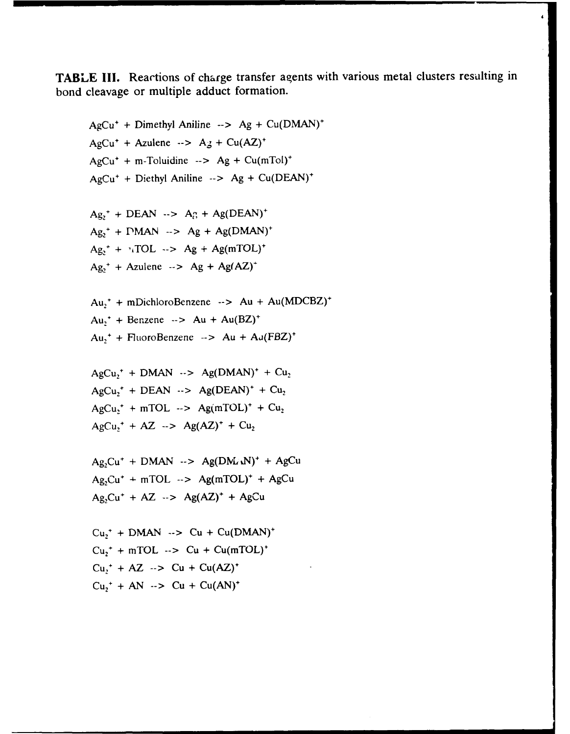**TABLE III.** Reactions of charge transfer agents with various metal clusters resulting in bond cleavage or multiple adduct formation.

$AgCu^+$ + Dimethyl Aniline --> Ag + $Cu(DMAN)^+$

$AgCu^+$ + Azulene --> Ag + $Cu(AZ)^+$

$AgCu^+$ + m-Toluidine --> Ag + $Cu(mTol)^+$

$AgCu^+$ + Diethyl Aniline --> Ag + $Cu(DEAN)^+$

$Ag_2^+$ + DEAN --> Ag + $Ag(DEAN)^+$

$Ag_2^+$ + DMAN --> Ag + $Ag(DMAN)^+$

$Ag_2^+$ + mTOL --> Ag + $Ag(mTOL)^+$

$Ag_2^+$ + Azulene --> Ag + $Ag(AZ)^+$

$Au_2^+$ + mDichloroBenzene --> Au + $Au(MDCBZ)^+$

$Au_2^+$ + Benzene --> Au + $Au(BZ)^+$

$Au_2^+$ + FluoroBenzene --> Au + $Au(FBZ)^+$

$AgCu_2^+$ + DMAN --> $Ag(DMAN)^+$ + $Cu_2$

$AgCu_2^+$ + DEAN --> $Ag(DEAN)^+$ + $Cu_2$

$AgCu_2^+$ + mTOL --> $Ag(mTOL)^+$ + $Cu_2$

$AgCu_2^+$ + AZ --> $Ag(AZ)^+$ + $Cu_2$

$Ag_2Cu^+$ + DMAN --> $Ag(DMAN)^+$ + AgCu

$Ag_2Cu^+$ + mTOL --> $Ag(mTOL)^+$ + AgCu

$Ag_2Cu^+$ + AZ --> $Ag(AZ)^+$ + AgCu

$Cu_2^+$ + DMAN --> Cu + $Cu(DMAN)^+$

$Cu_2^+$ + mTOL --> Cu + $Cu(mTOL)^+$

$Cu_2^+$ + AZ --> Cu + $Cu(AZ)^+$

$Cu_2^+$ + AN --> Cu + $Cu(AN)^+$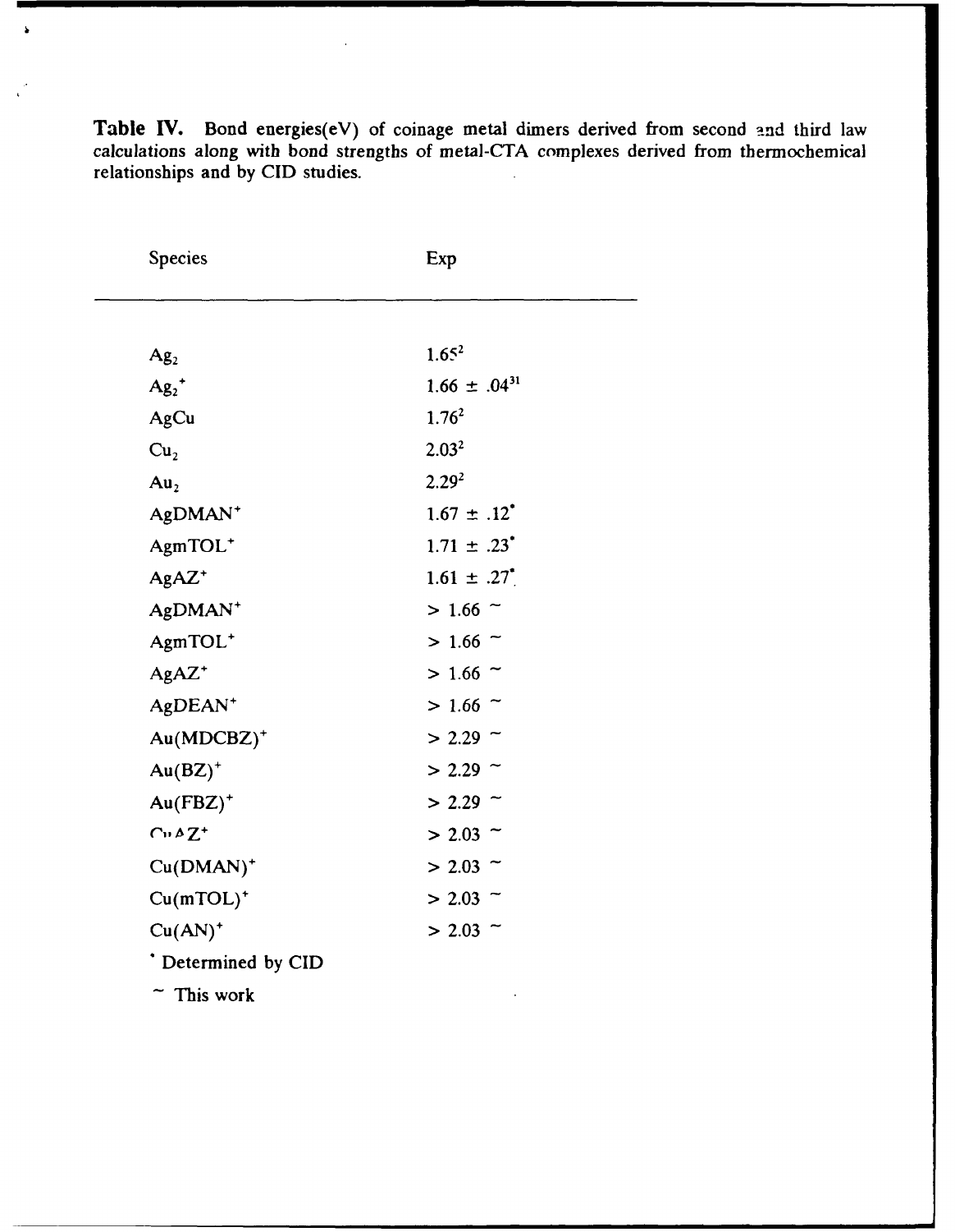**Table IV.** Bond energies(eV) of coinage metal dimers derived from second and third law calculations along with bond strengths of metal-CTA complexes derived from thermochemical relationships and by CID studies.

| Species | Exp |
|---|---|
| $Ag_2$ | 1.65[2] |
| $Ag_2^+$ | 1.66 ± .04[31] |
| AgCu | 1.76[2] |
| $Cu_2$ | 2.03[2] |
| $Au_2$ | 2.29[2] |
| $AgDMAN^+$ | 1.67 ± .12* |
| $AgmTOL^+$ | 1.71 ± .23* |
| $AgAZ^+$ | 1.61 ± .27* |
| $AgDMAN^+$ | > 1.66 ~ |
| $AgmTOL^+$ | > 1.66 ~ |
| $AgAZ^+$ | > 1.66 ~ |
| $AgDEAN^+$ | > 1.66 ~ |
| $Au(MDCBZ)^+$ | > 2.29 ~ |
| $Au(BZ)^+$ | > 2.29 ~ |
| $Au(FBZ)^+$ | > 2.29 ~ |
| $CuAZ^+$ | > 2.03 ~ |
| $Cu(DMAN)^+$ | > 2.03 ~ |
| $Cu(mTOL)^+$ | > 2.03 ~ |
| $Cu(AN)^+$ | > 2.03 ~ |

* Determined by CID

~ This work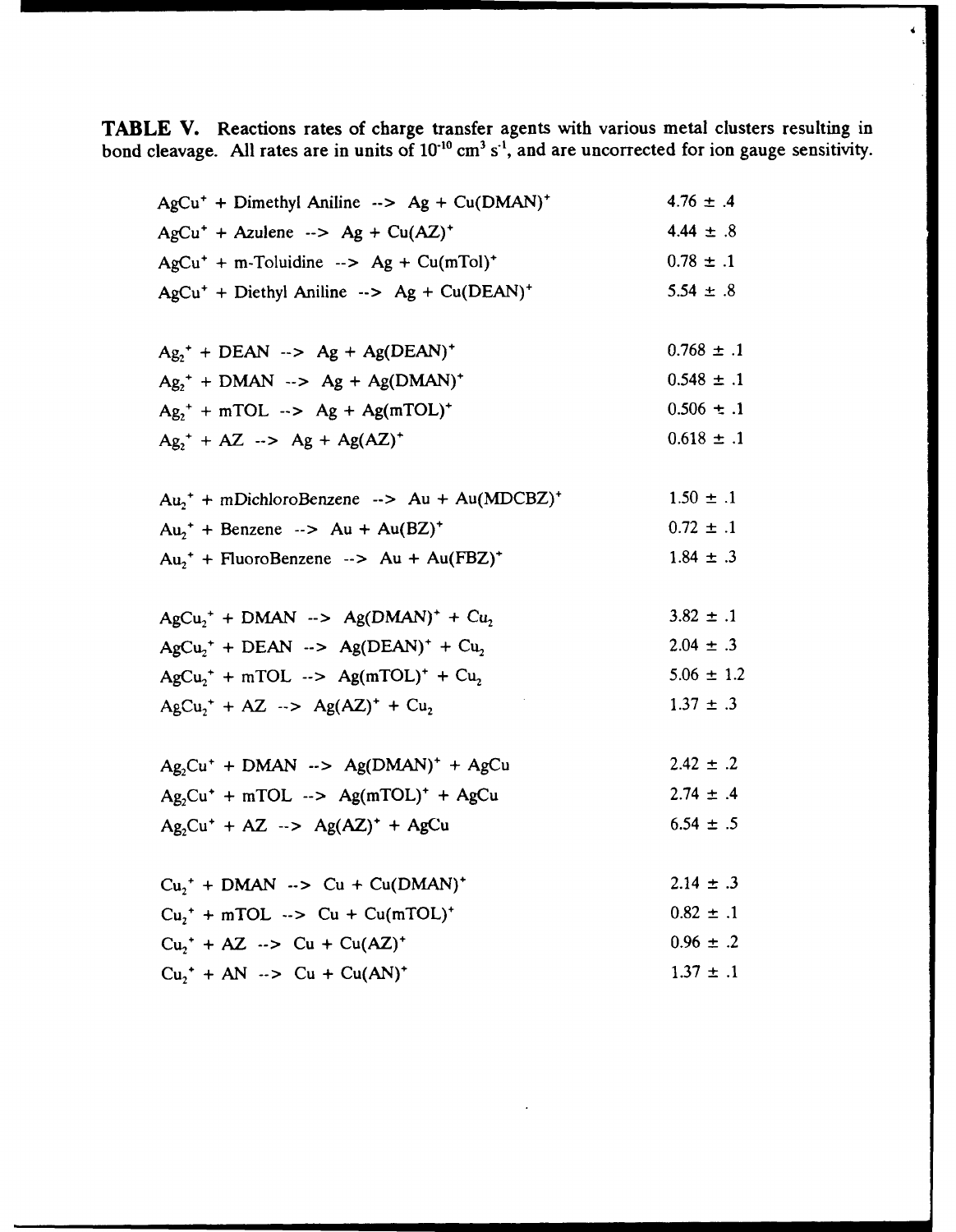**TABLE V.** Reactions rates of charge transfer agents with various metal clusters resulting in bond cleavage. All rates are in units of $10^{-10}$ $cm^3$ $s^{-1}$, and are uncorrected for ion gauge sensitivity.

| Reaction | Rate |
|---|---|
| $AgCu^+$ + Dimethyl Aniline --> Ag + $Cu(DMAN)^+$ | 4.76 ± .4 |
| $AgCu^+$ + Azulene --> Ag + $Cu(AZ)^+$ | 4.44 ± .8 |
| $AgCu^+$ + m-Toluidine --> Ag + $Cu(mTol)^+$ | 0.78 ± .1 |
| $AgCu^+$ + Diethyl Aniline --> Ag + $Cu(DEAN)^+$ | 5.54 ± .8 |
| | |
| $Ag_2^+$ + DEAN --> Ag + $Ag(DEAN)^+$ | 0.768 ± .1 |
| $Ag_2^+$ + DMAN --> Ag + $Ag(DMAN)^+$ | 0.548 ± .1 |
| $Ag_2^+$ + mTOL --> Ag + $Ag(mTOL)^+$ | 0.506 ± .1 |
| $Ag_2^+$ + AZ --> Ag + $Ag(AZ)^+$ | 0.618 ± .1 |
| | |
| $Au_2^+$ + mDichloroBenzene --> Au + $Au(MDCBZ)^+$ | 1.50 ± .1 |
| $Au_2^+$ + Benzene --> Au + $Au(BZ)^+$ | 0.72 ± .1 |
| $Au_2^+$ + FluoroBenzene --> Au + $Au(FBZ)^+$ | 1.84 ± .3 |
| | |
| $AgCu_2^+$ + DMAN --> $Ag(DMAN)^+$ + $Cu_2$ | 3.82 ± .1 |
| $AgCu_2^+$ + DEAN --> $Ag(DEAN)^+$ + $Cu_2$ | 2.04 ± .3 |
| $AgCu_2^+$ + mTOL --> $Ag(mTOL)^+$ + $Cu_2$ | 5.06 ± 1.2 |
| $AgCu_2^+$ + AZ --> $Ag(AZ)^+$ + $Cu_2$ | 1.37 ± .3 |
| | |
| $Ag_2Cu^+$ + DMAN --> $Ag(DMAN)^+$ + AgCu | 2.42 ± .2 |
| $Ag_2Cu^+$ + mTOL --> $Ag(mTOL)^+$ + AgCu | 2.74 ± .4 |
| $Ag_2Cu^+$ + AZ --> $Ag(AZ)^+$ + AgCu | 6.54 ± .5 |
| | |
| $Cu_2^+$ + DMAN --> Cu + $Cu(DMAN)^+$ | 2.14 ± .3 |
| $Cu_2^+$ + mTOL --> Cu + $Cu(mTOL)^+$ | 0.82 ± .1 |
| $Cu_2^+$ + AZ --> Cu + $Cu(AZ)^+$ | 0.96 ± .2 |
| $Cu_2^+$ + AN --> Cu + $Cu(AN)^+$ | 1.37 ± .1 |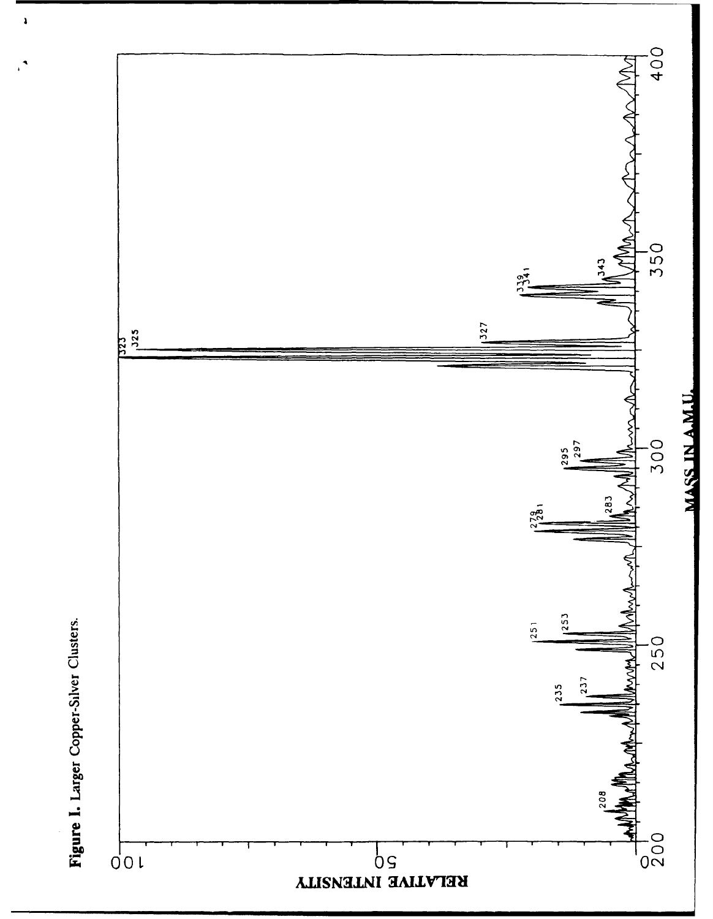**Figure I.** Larger Copper-Silver Clusters.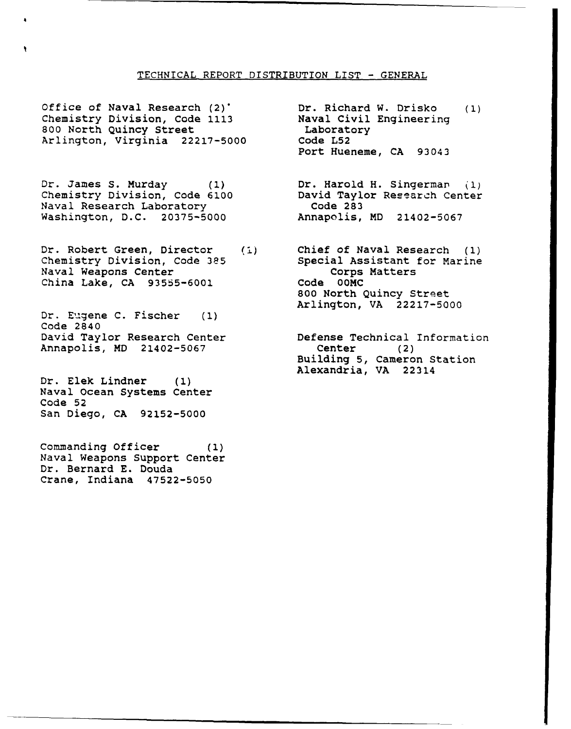TECHNICAL REPORT DISTRIBUTION LIST - GENERAL

Office of Naval Research (2)*
Chemistry Division, Code 1113
800 North Quincy Street
Arlington, Virginia 22217-5000

Dr. James S. Murday (1)
Chemistry Division, Code 6100
Naval Research Laboratory
Washington, D.C. 20375-5000

Dr. Robert Green, Director (1)
Chemistry Division, Code 385
Naval Weapons Center
China Lake, CA 93555-6001

Dr. Eugene C. Fischer (1)
Code 2840
David Taylor Research Center
Annapolis, MD 21402-5067

Dr. Elek Lindner (1)
Naval Ocean Systems Center
Code 52
San Diego, CA 92152-5000

Commanding Officer (1)
Naval Weapons Support Center
Dr. Bernard E. Douda
Crane, Indiana 47522-5050

Dr. Richard W. Drisko (1)
Naval Civil Engineering Laboratory
Code L52
Port Hueneme, CA 93043

Dr. Harold H. Singerman (1)
David Taylor Research Center
Code 283
Annapolis, MD 21402-5067

Chief of Naval Research (1)
Special Assistant for Marine Corps Matters
Code 00MC
800 North Quincy Street
Arlington, VA 22217-5000

Defense Technical Information Center (2)
Building 5, Cameron Station
Alexandria, VA 22314